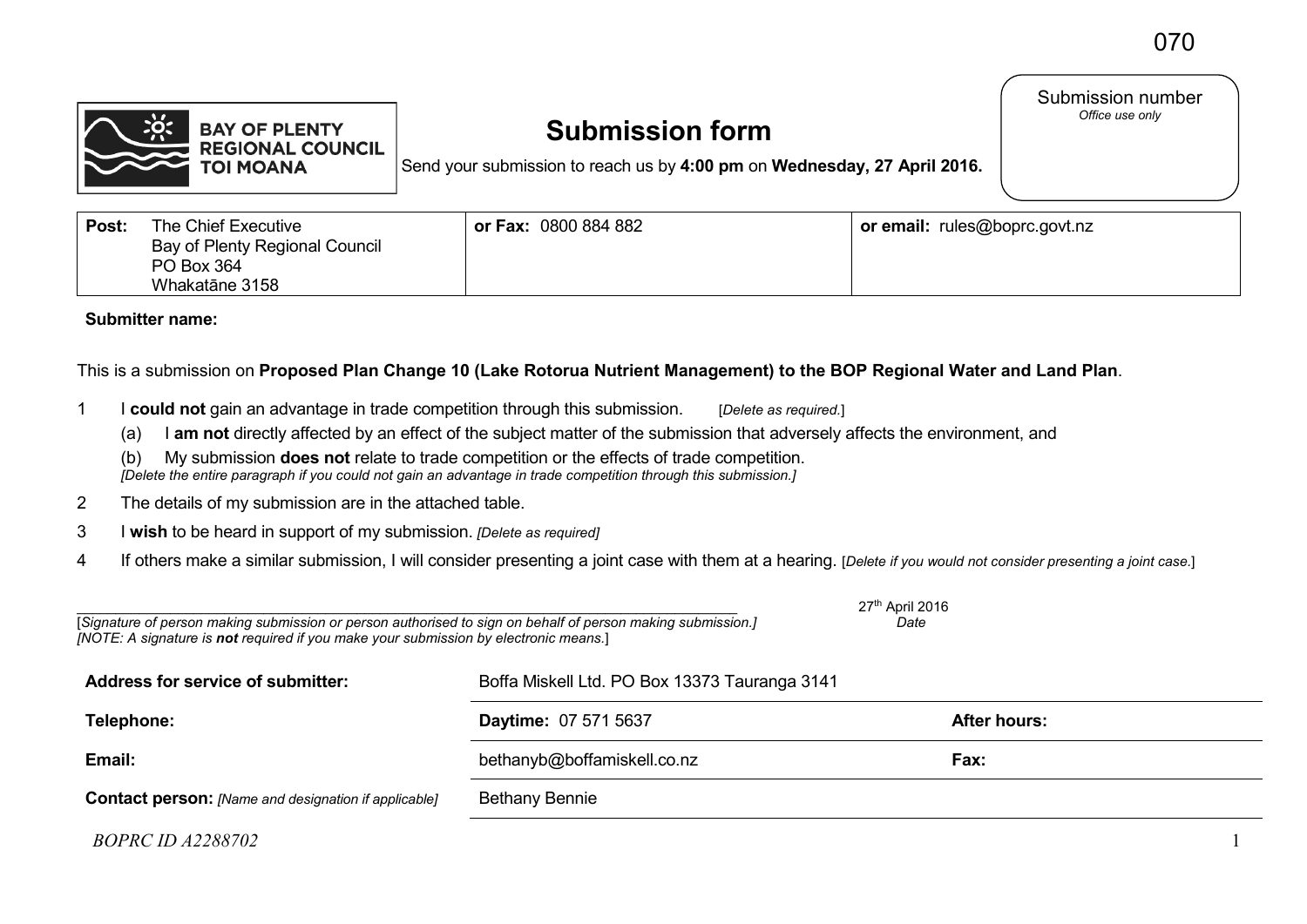070

Submission number
*Office use only*

**BAY OF PLENTY REGIONAL COUNCIL TOI MOANA**

# Submission form

Send your submission to reach us by **4:00 pm** on **Wednesday, 27 April 2016.**

| **Post:** The Chief Executive Bay of Plenty Regional Council PO Box 364 Whakatāne 3158 | **or Fax:** 0800 884 882 | **or email:** rules@boprc.govt.nz |
|---|---|---|

**Submitter name:**

This is a submission on **Proposed Plan Change 10 (Lake Rotorua Nutrient Management) to the BOP Regional Water and Land Plan**.

1 I **could not** gain an advantage in trade competition through this submission. [*Delete as required.*]

(a) I **am not** directly affected by an effect of the subject matter of the submission that adversely affects the environment, and

(b) My submission **does not** relate to trade competition or the effects of trade competition.
*[Delete the entire paragraph if you could not gain an advantage in trade competition through this submission.]*

2 The details of my submission are in the attached table.

3 I **wish** to be heard in support of my submission. *[Delete as required]*

4 If others make a similar submission, I will consider presenting a joint case with them at a hearing. [*Delete if you would not consider presenting a joint case.*]

________________________________________________
[*Signature of person making submission or person authorised to sign on behalf of person making submission.]*
*[NOTE: A signature is **not** required if you make your submission by electronic means.*]

27th April 2016
*Date*

| | | | |
|---|---|---|---|
| **Address for service of submitter:** | Boffa Miskell Ltd. PO Box 13373 Tauranga 3141 | | |
| **Telephone:** | **Daytime:** 07 571 5637 | **After hours:** | |
| **Email:** | bethanyb@boffamiskell.co.nz | **Fax:** | |
| **Contact person:** *[Name and designation if applicable]* | Bethany Bennie | | |

*BOPRC ID A2288702*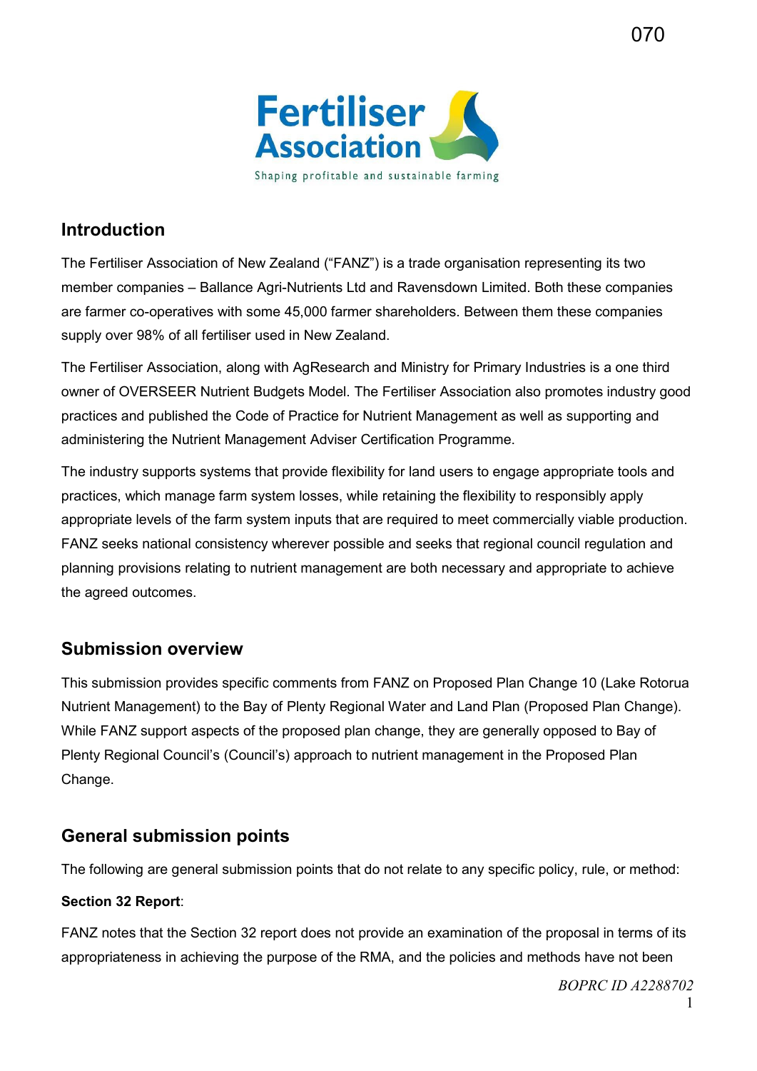## Introduction

The Fertiliser Association of New Zealand ("FANZ") is a trade organisation representing its two member companies – Ballance Agri-Nutrients Ltd and Ravensdown Limited. Both these companies are farmer co-operatives with some 45,000 farmer shareholders. Between them these companies supply over 98% of all fertiliser used in New Zealand.

The Fertiliser Association, along with AgResearch and Ministry for Primary Industries is a one third owner of OVERSEER Nutrient Budgets Model. The Fertiliser Association also promotes industry good practices and published the Code of Practice for Nutrient Management as well as supporting and administering the Nutrient Management Adviser Certification Programme.

The industry supports systems that provide flexibility for land users to engage appropriate tools and practices, which manage farm system losses, while retaining the flexibility to responsibly apply appropriate levels of the farm system inputs that are required to meet commercially viable production. FANZ seeks national consistency wherever possible and seeks that regional council regulation and planning provisions relating to nutrient management are both necessary and appropriate to achieve the agreed outcomes.

## Submission overview

This submission provides specific comments from FANZ on Proposed Plan Change 10 (Lake Rotorua Nutrient Management) to the Bay of Plenty Regional Water and Land Plan (Proposed Plan Change). While FANZ support aspects of the proposed plan change, they are generally opposed to Bay of Plenty Regional Council's (Council's) approach to nutrient management in the Proposed Plan Change.

## General submission points

The following are general submission points that do not relate to any specific policy, rule, or method:

**Section 32 Report**:

FANZ notes that the Section 32 report does not provide an examination of the proposal in terms of its appropriateness in achieving the purpose of the RMA, and the policies and methods have not been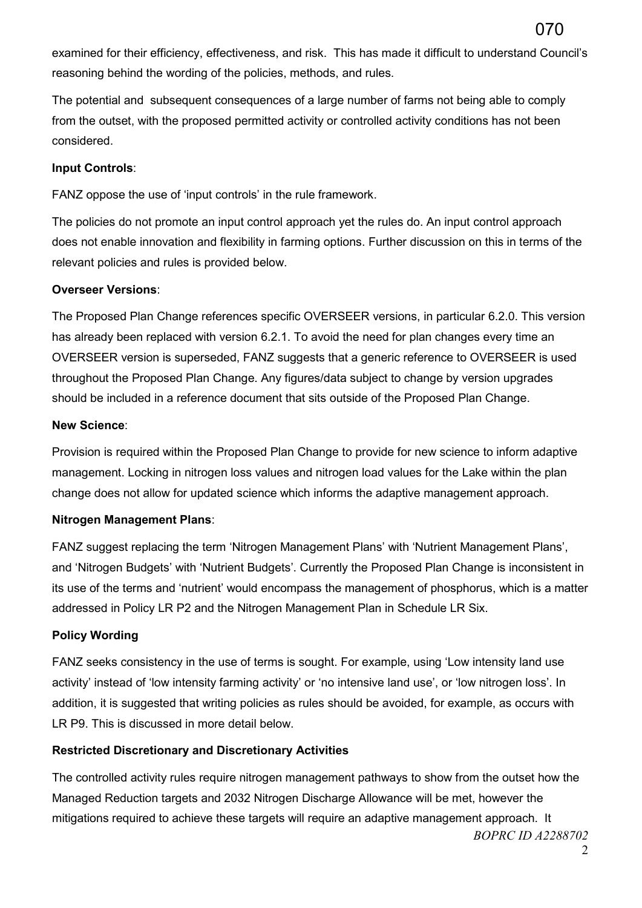examined for their efficiency, effectiveness, and risk. This has made it difficult to understand Council's reasoning behind the wording of the policies, methods, and rules.

The potential and subsequent consequences of a large number of farms not being able to comply from the outset, with the proposed permitted activity or controlled activity conditions has not been considered.

**Input Controls**:

FANZ oppose the use of 'input controls' in the rule framework.

The policies do not promote an input control approach yet the rules do. An input control approach does not enable innovation and flexibility in farming options. Further discussion on this in terms of the relevant policies and rules is provided below.

**Overseer Versions**:

The Proposed Plan Change references specific OVERSEER versions, in particular 6.2.0. This version has already been replaced with version 6.2.1. To avoid the need for plan changes every time an OVERSEER version is superseded, FANZ suggests that a generic reference to OVERSEER is used throughout the Proposed Plan Change. Any figures/data subject to change by version upgrades should be included in a reference document that sits outside of the Proposed Plan Change.

**New Science**:

Provision is required within the Proposed Plan Change to provide for new science to inform adaptive management. Locking in nitrogen loss values and nitrogen load values for the Lake within the plan change does not allow for updated science which informs the adaptive management approach.

**Nitrogen Management Plans**:

FANZ suggest replacing the term 'Nitrogen Management Plans' with 'Nutrient Management Plans', and 'Nitrogen Budgets' with 'Nutrient Budgets'. Currently the Proposed Plan Change is inconsistent in its use of the terms and 'nutrient' would encompass the management of phosphorus, which is a matter addressed in Policy LR P2 and the Nitrogen Management Plan in Schedule LR Six.

**Policy Wording**

FANZ seeks consistency in the use of terms is sought. For example, using 'Low intensity land use activity' instead of 'low intensity farming activity' or 'no intensive land use', or 'low nitrogen loss'. In addition, it is suggested that writing policies as rules should be avoided, for example, as occurs with LR P9. This is discussed in more detail below.

**Restricted Discretionary and Discretionary Activities**

The controlled activity rules require nitrogen management pathways to show from the outset how the Managed Reduction targets and 2032 Nitrogen Discharge Allowance will be met, however the mitigations required to achieve these targets will require an adaptive management approach. It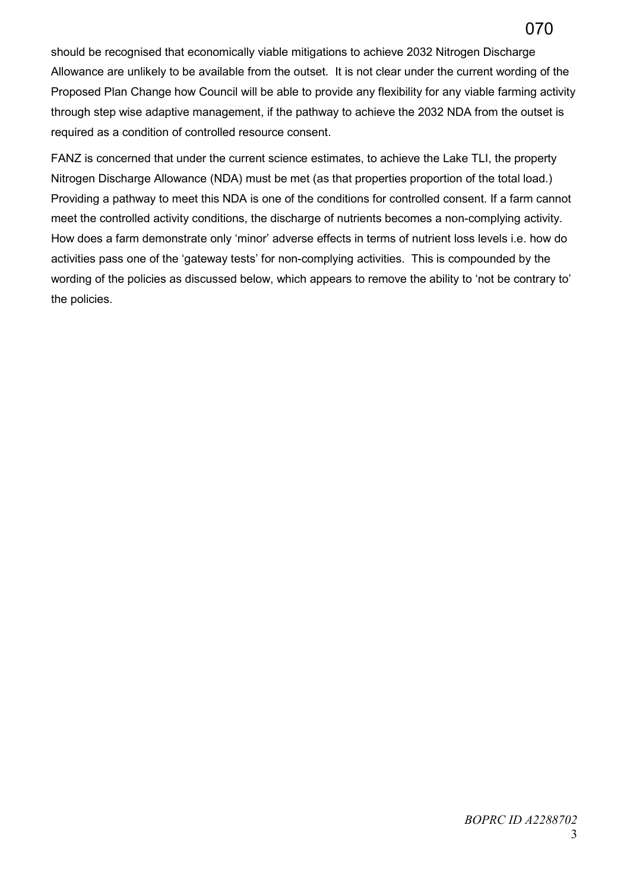should be recognised that economically viable mitigations to achieve 2032 Nitrogen Discharge Allowance are unlikely to be available from the outset. It is not clear under the current wording of the Proposed Plan Change how Council will be able to provide any flexibility for any viable farming activity through step wise adaptive management, if the pathway to achieve the 2032 NDA from the outset is required as a condition of controlled resource consent.

FANZ is concerned that under the current science estimates, to achieve the Lake TLI, the property Nitrogen Discharge Allowance (NDA) must be met (as that properties proportion of the total load.) Providing a pathway to meet this NDA is one of the conditions for controlled consent. If a farm cannot meet the controlled activity conditions, the discharge of nutrients becomes a non-complying activity. How does a farm demonstrate only 'minor' adverse effects in terms of nutrient loss levels i.e. how do activities pass one of the 'gateway tests' for non-complying activities. This is compounded by the wording of the policies as discussed below, which appears to remove the ability to 'not be contrary to' the policies.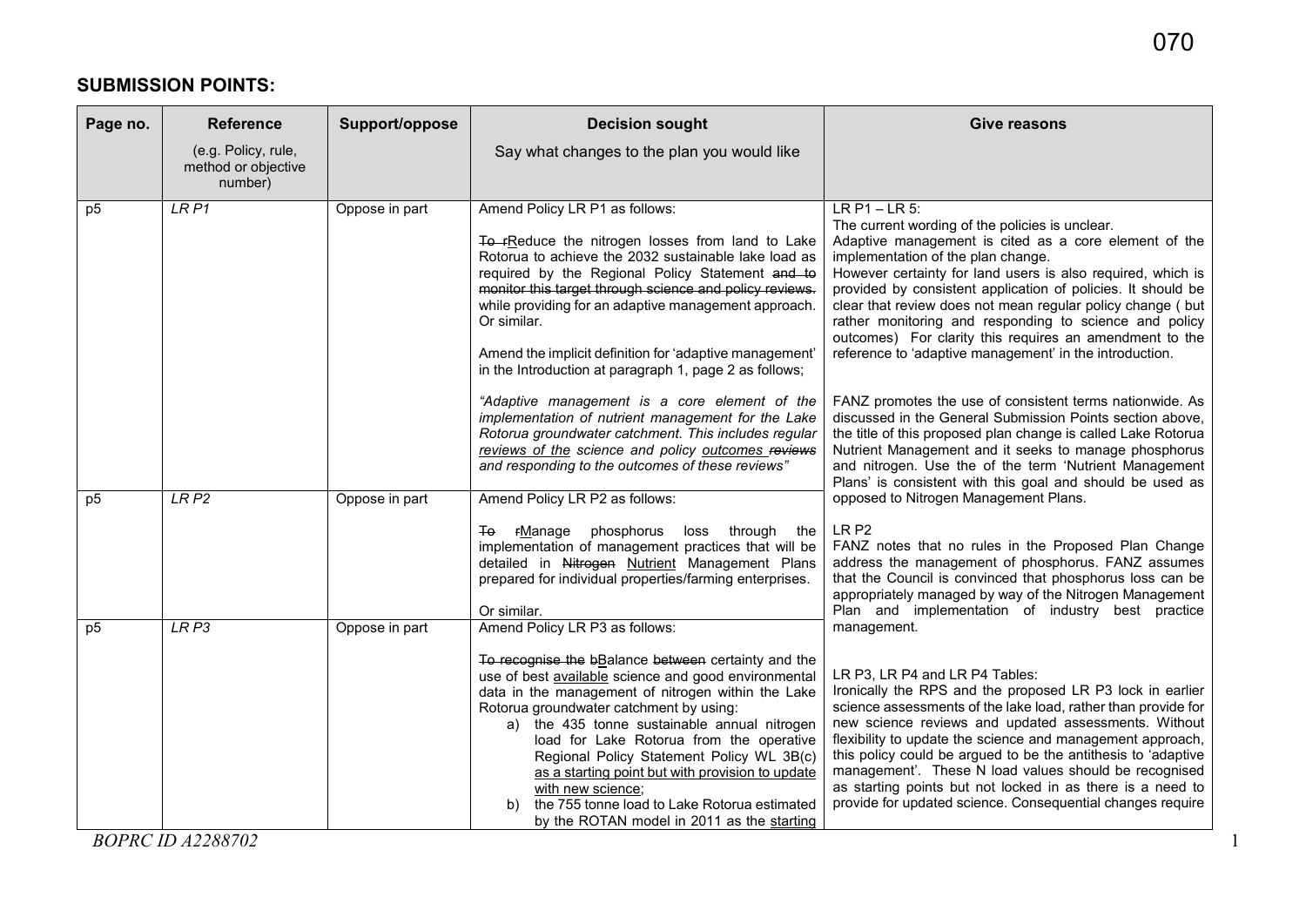## SUBMISSION POINTS:

| Page no. | Reference<br>(e.g. Policy, rule, method or objective number) | Support/oppose | Decision sought<br>Say what changes to the plan you would like | Give reasons |
|---|---|---|---|---|
| p5 | *LR P1* | Oppose in part | Amend Policy LR P1 as follows:<br><br>~~To r~~Reduce the nitrogen losses from land to Lake Rotorua to achieve the 2032 sustainable lake load as required by the Regional Policy Statement ~~and to monitor this target through science and policy reviews.~~ while providing for an adaptive management approach. Or similar.<br><br>Amend the implicit definition for 'adaptive management' in the Introduction at paragraph 1, page 2 as follows;<br><br>*"Adaptive management is a core element of the implementation of nutrient management for the Lake Rotorua groundwater catchment. This includes regular reviews of the science and policy outcomes ~~reviews~~ and responding to the outcomes of these reviews"* | LR P1 – LR 5:<br>The current wording of the policies is unclear.<br>Adaptive management is cited as a core element of the implementation of the plan change.<br>However certainty for land users is also required, which is provided by consistent application of policies. It should be clear that review does not mean regular policy change ( but rather monitoring and responding to science and policy outcomes) For clarity this requires an amendment to the reference to 'adaptive management' in the introduction.<br><br>FANZ promotes the use of consistent terms nationwide. As discussed in the General Submission Points section above, the title of this proposed plan change is called Lake Rotorua Nutrient Management and it seeks to manage phosphorus and nitrogen. Use the of the term 'Nutrient Management Plans' is consistent with this goal and should be used as opposed to Nitrogen Management Plans. |
| p5 | *LR P2* | Oppose in part | Amend Policy LR P2 as follows:<br><br>~~To~~ ~~r~~Manage phosphorus loss through the implementation of management practices that will be detailed in ~~Nitrogen~~ Nutrient Management Plans prepared for individual properties/farming enterprises.<br><br>Or similar. | LR P2<br>FANZ notes that no rules in the Proposed Plan Change address the management of phosphorus. FANZ assumes that the Council is convinced that phosphorus loss can be appropriately managed by way of the Nitrogen Management Plan and implementation of industry best practice management. |
| p5 | *LR P3* | Oppose in part | Amend Policy LR P3 as follows:<br><br>~~To recognise the b~~Balance ~~between~~ certainty and the use of best available science and good environmental data in the management of nitrogen within the Lake Rotorua groundwater catchment by using:<br>a) the 435 tonne sustainable annual nitrogen load for Lake Rotorua from the operative Regional Policy Statement Policy WL 3B(c) as a starting point but with provision to update with new science;<br>b) the 755 tonne load to Lake Rotorua estimated by the ROTAN model in 2011 as the starting | LR P3, LR P4 and LR P4 Tables:<br>Ironically the RPS and the proposed LR P3 lock in earlier science assessments of the lake load, rather than provide for new science reviews and updated assessments. Without flexibility to update the science and management approach, this policy could be argued to be the antithesis to 'adaptive management'. These N load values should be recognised as starting points but not locked in as there is a need to provide for updated science. Consequential changes require |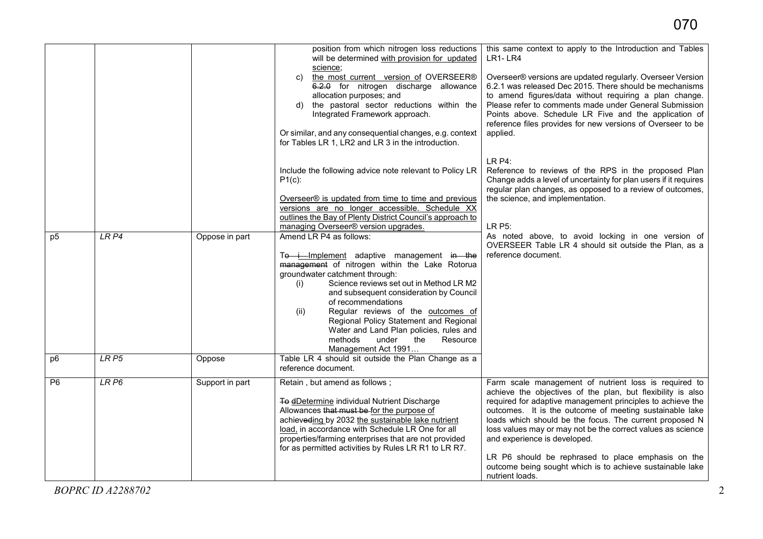| | | | | |
|---|---|---|---|---|
| | | | position from which nitrogen loss reductions will be determined with provision for updated science;<br>c) the most current version of OVERSEER® ~~6.2.0~~ for nitrogen discharge allowance allocation purposes; and<br>d) the pastoral sector reductions within the Integrated Framework approach.<br><br>Or similar, and any consequential changes, e.g. context for Tables LR 1, LR2 and LR 3 in the introduction.<br><br>Include the following advice note relevant to Policy LR P1(c):<br><br>Overseer® is updated from time to time and previous versions are no longer accessible. Schedule XX outlines the Bay of Plenty District Council's approach to managing Overseer® version upgrades. | this same context to apply to the Introduction and Tables LR1- LR4<br><br>Overseer® versions are updated regularly. Overseer Version 6.2.1 was released Dec 2015. There should be mechanisms to amend figures/data without requiring a plan change. Please refer to comments made under General Submission Points above. Schedule LR Five and the application of reference files provides for new versions of Overseer to be applied.<br><br>LR P4:<br>Reference to reviews of the RPS in the proposed Plan Change adds a level of uncertainty for plan users if it requires regular plan changes, as opposed to a review of outcomes, the science, and implementation.<br><br>LR P5:<br>As noted above, to avoid locking in one version of OVERSEER Table LR 4 should sit outside the Plan, as a reference document. |
| p5 | LR P4 | Oppose in part | Amend LR P4 as follows:<br><br>~~To i~~ Implement adaptive management ~~in the management~~ of nitrogen within the Lake Rotorua groundwater catchment through:<br>(i) Science reviews set out in Method LR M2 and subsequent consideration by Council of recommendations<br>(ii) Regular reviews of the outcomes of Regional Policy Statement and Regional Water and Land Plan policies, rules and methods under the Resource Management Act 1991… | |
| p6 | LR P5 | Oppose | Table LR 4 should sit outside the Plan Change as a reference document. | |
| P6 | LR P6 | Support in part | Retain , but amend as follows ;<br><br>~~To d~~Determine individual Nutrient Discharge Allowances ~~that must be~~ for the purpose of achiev~~ed~~ing by 2032 the sustainable lake nutrient load, in accordance with Schedule LR One for all properties/farming enterprises that are not provided for as permitted activities by Rules LR R1 to LR R7. | Farm scale management of nutrient loss is required to achieve the objectives of the plan, but flexibility is also required for adaptive management principles to achieve the outcomes. It is the outcome of meeting sustainable lake loads which should be the focus. The current proposed N loss values may or may not be the correct values as science and experience is developed.<br><br>LR P6 should be rephrased to place emphasis on the outcome being sought which is to achieve sustainable lake nutrient loads. |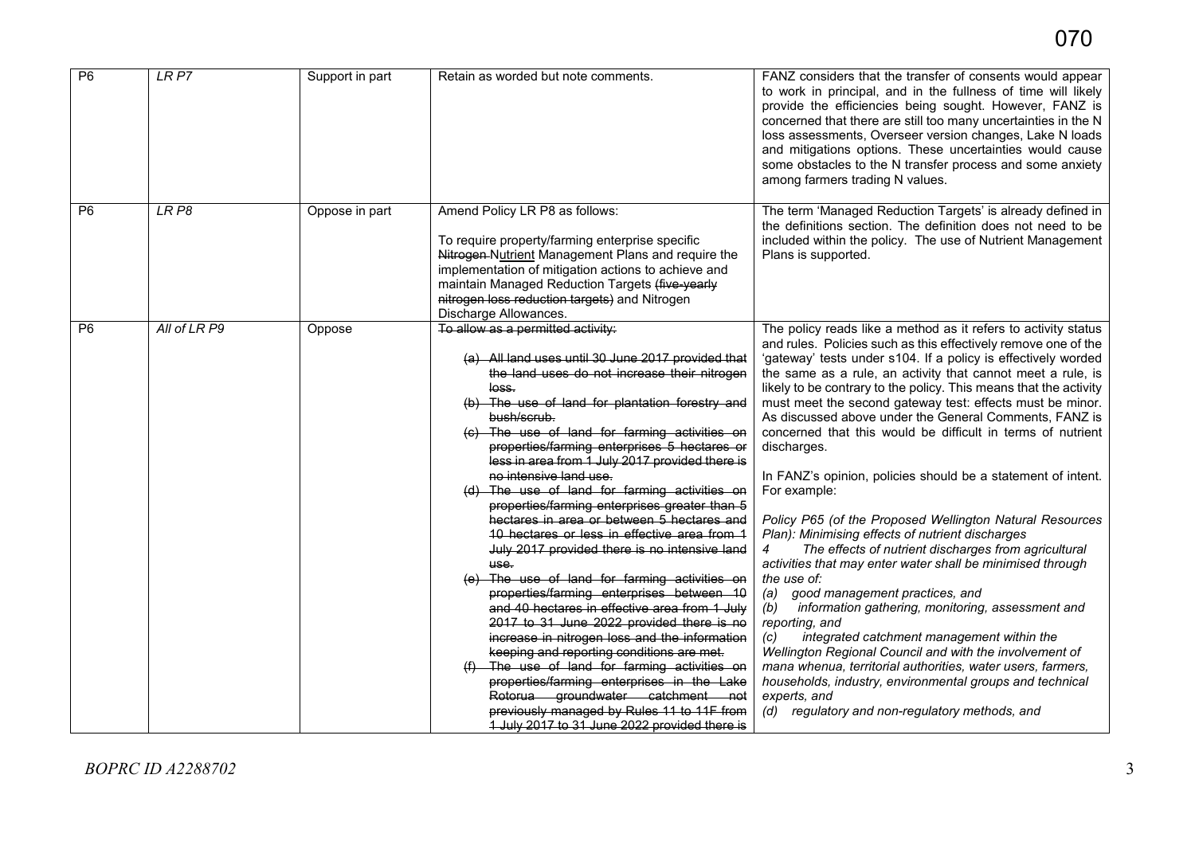| P6 | *LR P7* | Support in part | Retain as worded but note comments. | FANZ considers that the transfer of consents would appear to work in principal, and in the fullness of time will likely provide the efficiencies being sought. However, FANZ is concerned that there are still too many uncertainties in the N loss assessments, Overseer version changes, Lake N loads and mitigations options. These uncertainties would cause some obstacles to the N transfer process and some anxiety among farmers trading N values. |
|---|---|---|---|---|
| P6 | *LR P8* | Oppose in part | Amend Policy LR P8 as follows:<br><br>To require property/farming enterprise specific ~~Nitrogen~~ <u>Nutrient</u> Management Plans and require the implementation of mitigation actions to achieve and maintain Managed Reduction Targets ~~(five-yearly nitrogen loss reduction targets)~~ and Nitrogen Discharge Allowances. | The term 'Managed Reduction Targets' is already defined in the definitions section. The definition does not need to be included within the policy. The use of Nutrient Management Plans is supported. |
| P6 | *All of LR P9* | Oppose | ~~To allow as a permitted activity:~~<br><br>~~(a) All land uses until 30 June 2017 provided that the land uses do not increase their nitrogen loss.~~<br>~~(b) The use of land for plantation forestry and bush/scrub.~~<br>~~(c) The use of land for farming activities on properties/farming enterprises 5 hectares or less in area from 1 July 2017 provided there is no intensive land use.~~<br>~~(d) The use of land for farming activities on properties/farming enterprises greater than 5 hectares in area or between 5 hectares and 10 hectares or less in effective area from 1 July 2017 provided there is no intensive land use.~~<br>~~(e) The use of land for farming activities on properties/farming enterprises between 10 and 40 hectares in effective area from 1 July 2017 to 31 June 2022 provided there is no increase in nitrogen loss and the information keeping and reporting conditions are met.~~<br>~~(f) The use of land for farming activities on properties/farming enterprises in the Lake Rotorua groundwater catchment not previously managed by Rules 11 to 11F from 1 July 2017 to 31 June 2022 provided there is~~ | The policy reads like a method as it refers to activity status and rules. Policies such as this effectively remove one of the 'gateway' tests under s104. If a policy is effectively worded the same as a rule, an activity that cannot meet a rule, is likely to be contrary to the policy. This means that the activity must meet the second gateway test: effects must be minor. As discussed above under the General Comments, FANZ is concerned that this would be difficult in terms of nutrient discharges.<br><br>In FANZ's opinion, policies should be a statement of intent. For example:<br><br>*Policy P65 (of the Proposed Wellington Natural Resources Plan): Minimising effects of nutrient discharges*<br>*4 The effects of nutrient discharges from agricultural activities that may enter water shall be minimised through the use of:*<br>*(a) good management practices, and*<br>*(b) information gathering, monitoring, assessment and reporting, and*<br>*(c) integrated catchment management within the Wellington Regional Council and with the involvement of mana whenua, territorial authorities, water users, farmers, households, industry, environmental groups and technical experts, and*<br>*(d) regulatory and non-regulatory methods, and* |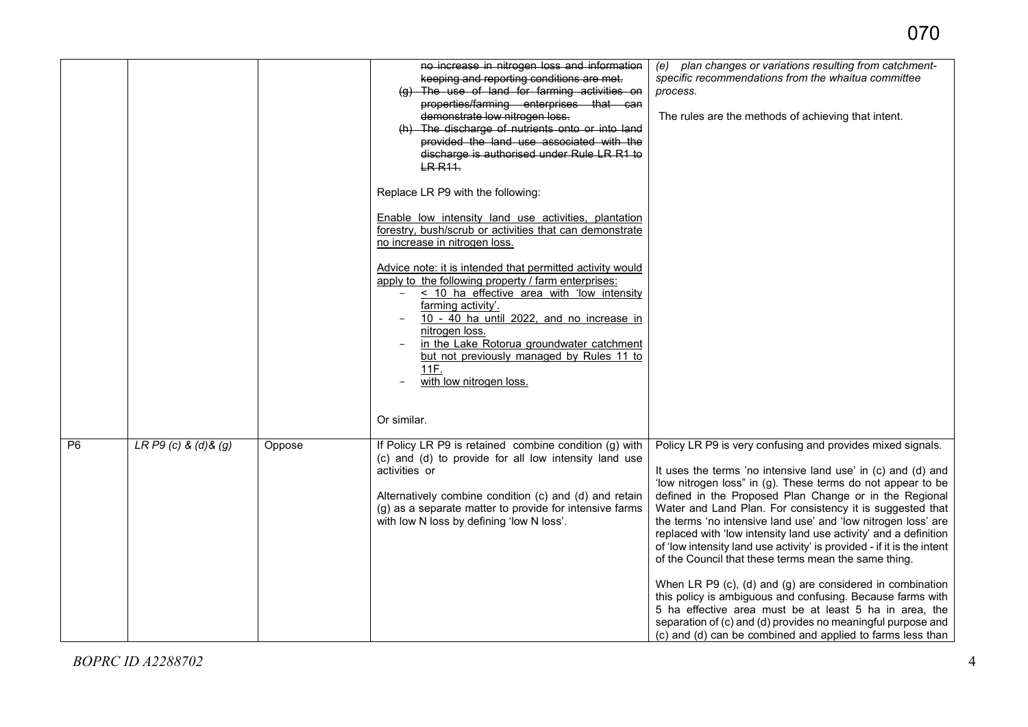| | | | | |
|---|---|---|---|---|
| | | | ~~no increase in nitrogen loss and information keeping and reporting conditions are met.~~<br>~~(g) The use of land for farming activities on properties/farming enterprises that can demonstrate low nitrogen loss.~~<br>~~(h) The discharge of nutrients onto or into land provided the land use associated with the discharge is authorised under Rule LR R1 to LR R11.~~<br><br>Replace LR P9 with the following:<br><br><u>Enable low intensity land use activities, plantation forestry, bush/scrub or activities that can demonstrate no increase in nitrogen loss.</u><br><br><u>Advice note: it is intended that permitted activity would apply to the following property / farm enterprises:</u><br>- <u>< 10 ha effective area with 'low intensity farming activity'.</u><br>- <u>10 - 40 ha until 2022, and no increase in nitrogen loss.</u><br>- <u>in the Lake Rotorua groundwater catchment but not previously managed by Rules 11 to 11F.</u><br>- <u>with low nitrogen loss.</u><br><br>Or similar. | *(e) plan changes or variations resulting from catchment-specific recommendations from the whaitua committee process.*<br><br>The rules are the methods of achieving that intent. |
| P6 | *LR P9 (c) & (d)& (g)* | Oppose | If Policy LR P9 is retained combine condition (g) with (c) and (d) to provide for all low intensity land use activities or<br><br>Alternatively combine condition (c) and (d) and retain (g) as a separate matter to provide for intensive farms with low N loss by defining 'low N loss'. | Policy LR P9 is very confusing and provides mixed signals.<br><br>It uses the terms 'no intensive land use' in (c) and (d) and 'low nitrogen loss" in (g). These terms do not appear to be defined in the Proposed Plan Change or in the Regional Water and Land Plan. For consistency it is suggested that the terms 'no intensive land use' and 'low nitrogen loss' are replaced with 'low intensity land use activity' and a definition of 'low intensity land use activity' is provided - if it is the intent of the Council that these terms mean the same thing.<br><br>When LR P9 (c), (d) and (g) are considered in combination this policy is ambiguous and confusing. Because farms with 5 ha effective area must be at least 5 ha in area, the separation of (c) and (d) provides no meaningful purpose and (c) and (d) can be combined and applied to farms less than |

*BOPRC ID A2288702*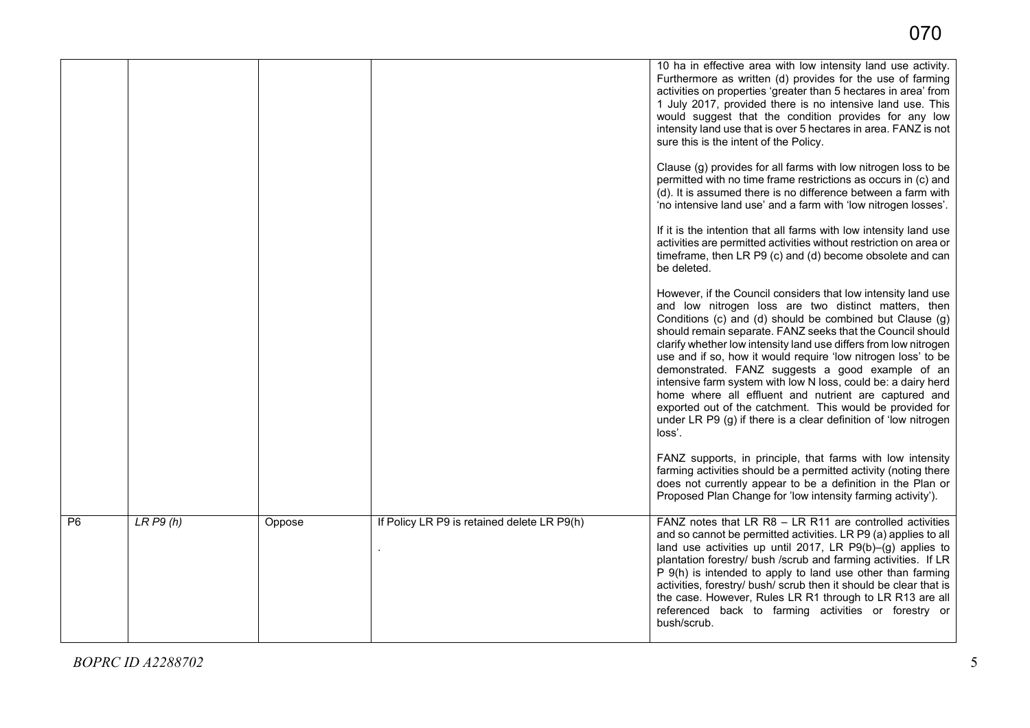| | | | | |
|---|---|---|---|---|
| | | | | 10 ha in effective area with low intensity land use activity. Furthermore as written (d) provides for the use of farming activities on properties 'greater than 5 hectares in area' from 1 July 2017, provided there is no intensive land use. This would suggest that the condition provides for any low intensity land use that is over 5 hectares in area. FANZ is not sure this is the intent of the Policy.<br><br>Clause (g) provides for all farms with low nitrogen loss to be permitted with no time frame restrictions as occurs in (c) and (d). It is assumed there is no difference between a farm with 'no intensive land use' and a farm with 'low nitrogen losses'.<br><br>If it is the intention that all farms with low intensity land use activities are permitted activities without restriction on area or timeframe, then LR P9 (c) and (d) become obsolete and can be deleted.<br><br>However, if the Council considers that low intensity land use and low nitrogen loss are two distinct matters, then Conditions (c) and (d) should be combined but Clause (g) should remain separate. FANZ seeks that the Council should clarify whether low intensity land use differs from low nitrogen use and if so, how it would require 'low nitrogen loss' to be demonstrated. FANZ suggests a good example of an intensive farm system with low N loss, could be: a dairy herd home where all effluent and nutrient are captured and exported out of the catchment. This would be provided for under LR P9 (g) if there is a clear definition of 'low nitrogen loss'.<br><br>FANZ supports, in principle, that farms with low intensity farming activities should be a permitted activity (noting there does not currently appear to be a definition in the Plan or Proposed Plan Change for 'low intensity farming activity'). |
| P6 | *LR P9 (h)* | Oppose | If Policy LR P9 is retained delete LR P9(h)<br><br>. | FANZ notes that LR R8 – LR R11 are controlled activities and so cannot be permitted activities. LR P9 (a) applies to all land use activities up until 2017, LR P9(b)–(g) applies to plantation forestry/ bush /scrub and farming activities. If LR P 9(h) is intended to apply to land use other than farming activities, forestry/ bush/ scrub then it should be clear that is the case. However, Rules LR R1 through to LR R13 are all referenced back to farming activities or forestry or bush/scrub. |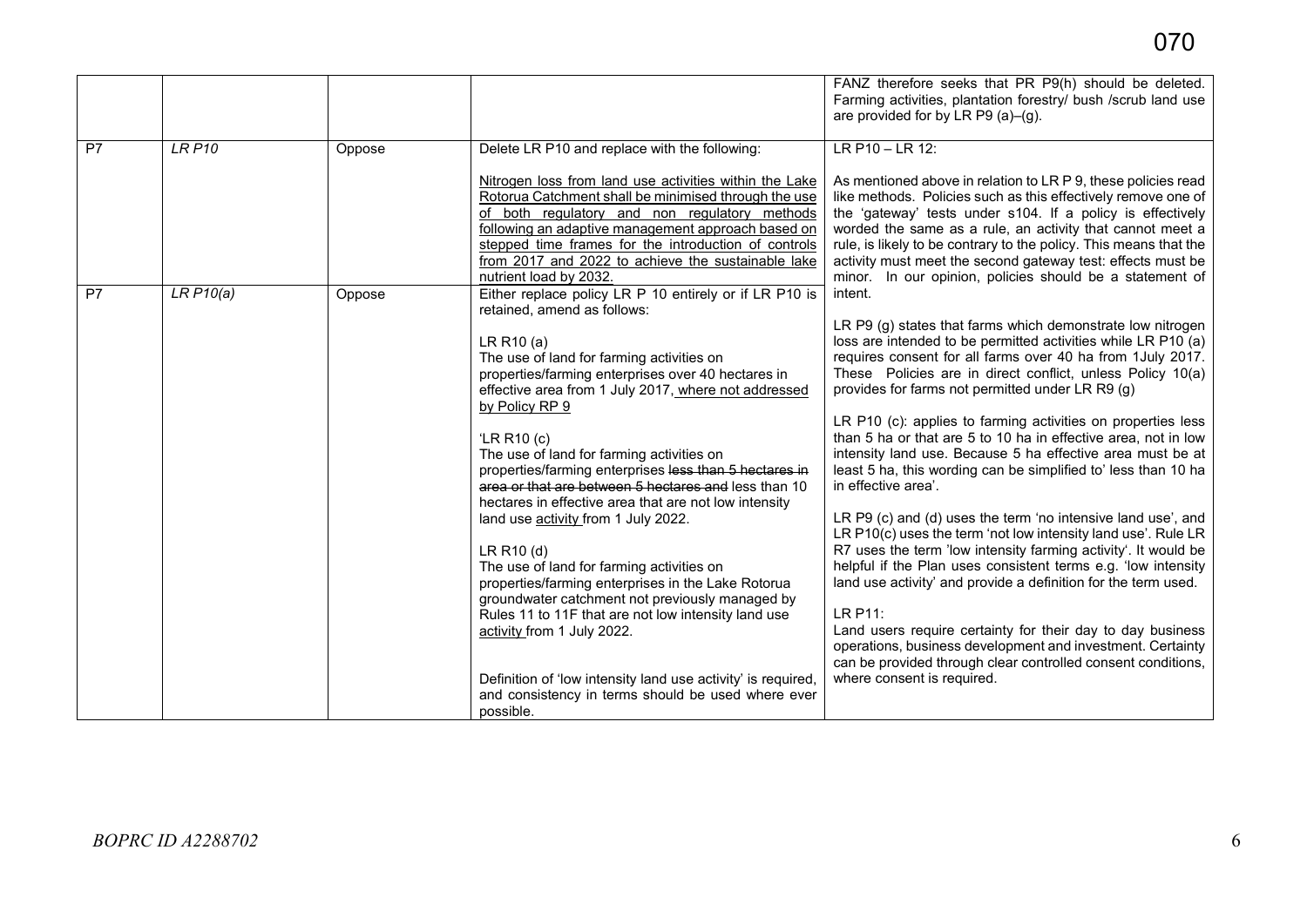| | | | | FANZ therefore seeks that PR P9(h) should be deleted. Farming activities, plantation forestry/ bush /scrub land use are provided for by LR P9 (a)–(g). |
|---|---|---|---|---|
| P7 | *LR P10* | Oppose | Delete LR P10 and replace with the following:<br><br><u>Nitrogen loss from land use activities within the Lake Rotorua Catchment shall be minimised through the use of both regulatory and non regulatory methods following an adaptive management approach based on stepped time frames for the introduction of controls from 2017 and 2022 to achieve the sustainable lake nutrient load by 2032.</u> | LR P10 – LR 12:<br><br>As mentioned above in relation to LR P 9, these policies read like methods. Policies such as this effectively remove one of the 'gateway' tests under s104. If a policy is effectively worded the same as a rule, an activity that cannot meet a rule, is likely to be contrary to the policy. This means that the activity must meet the second gateway test: effects must be minor. In our opinion, policies should be a statement of intent.<br><br>LR P9 (g) states that farms which demonstrate low nitrogen loss are intended to be permitted activities while LR P10 (a) requires consent for all farms over 40 ha from 1July 2017. These Policies are in direct conflict, unless Policy 10(a) provides for farms not permitted under LR R9 (g)<br><br>LR P10 (c): applies to farming activities on properties less than 5 ha or that are 5 to 10 ha in effective area, not in low intensity land use. Because 5 ha effective area must be at least 5 ha, this wording can be simplified to' less than 10 ha in effective area'.<br><br>LR P9 (c) and (d) uses the term 'no intensive land use', and LR P10(c) uses the term 'not low intensity land use'. Rule LR R7 uses the term 'low intensity farming activity'. It would be helpful if the Plan uses consistent terms e.g. 'low intensity land use activity' and provide a definition for the term used.<br><br>LR P11:<br>Land users require certainty for their day to day business operations, business development and investment. Certainty can be provided through clear controlled consent conditions, where consent is required. |
| P7 | *LR P10(a)* | Oppose | Either replace policy LR P 10 entirely or if LR P10 is retained, amend as follows:<br><br>LR R10 (a)<br>The use of land for farming activities on properties/farming enterprises over 40 hectares in effective area from 1 July 2017<u>, where not addressed by Policy RP 9</u><br><br>'LR R10 (c)<br>The use of land for farming activities on properties/farming enterprises ~~less than 5 hectares in area or that are between 5 hectares and~~ less than 10 hectares in effective area that are not low intensity land use <u>activity</u> from 1 July 2022.<br><br>LR R10 (d)<br>The use of land for farming activities on properties/farming enterprises in the Lake Rotorua groundwater catchment not previously managed by Rules 11 to 11F that are not low intensity land use <u>activity</u> from 1 July 2022.<br><br>Definition of 'low intensity land use activity' is required, and consistency in terms should be used where ever possible. | |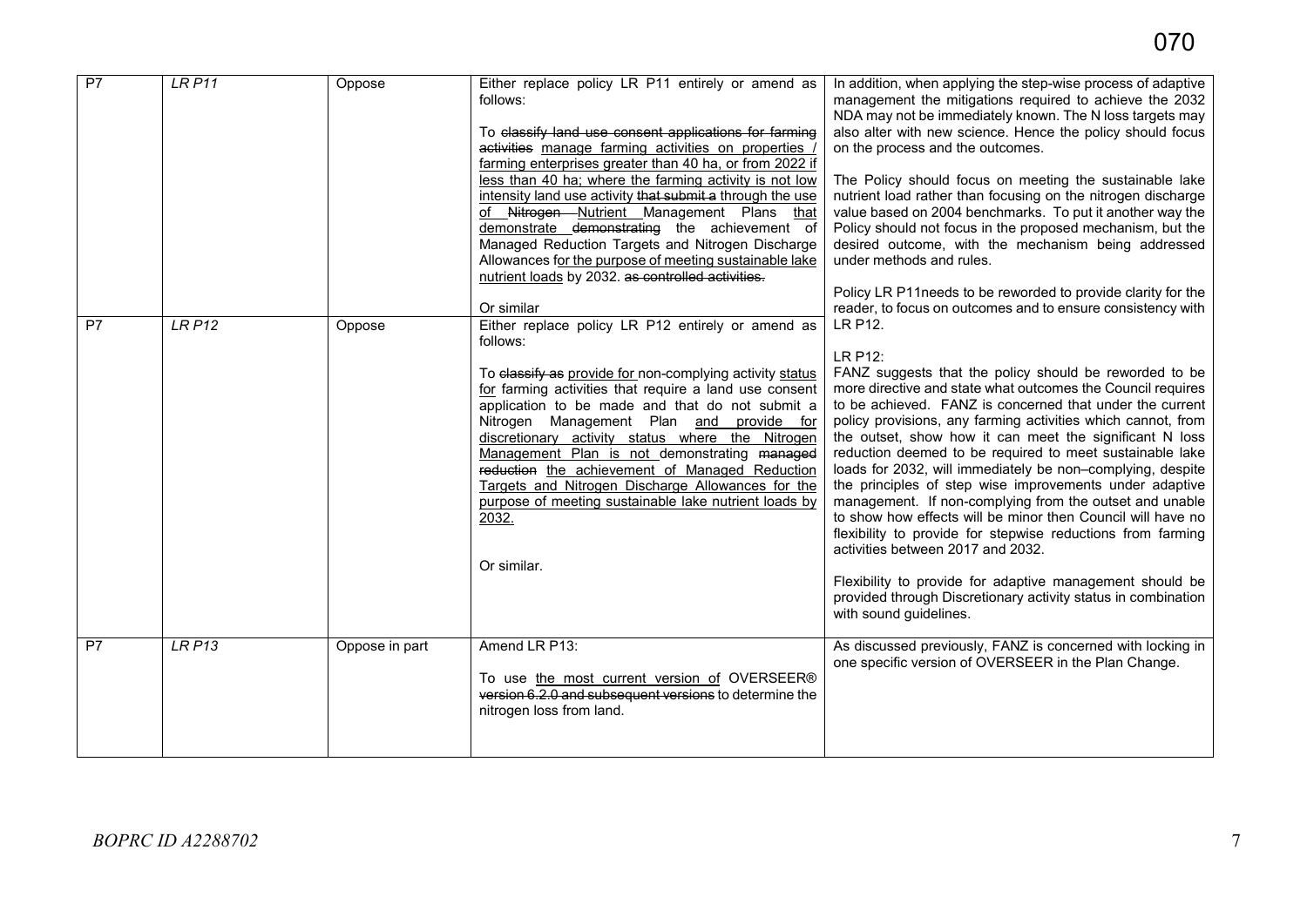| P7 | *LR P11* | Oppose | Either replace policy LR P11 entirely or amend as follows:<br><br>To ~~classify land use consent applications for farming activities~~ <u>manage farming activities on properties / farming enterprises greater than 40 ha, or from 2022 if less than 40 ha; where the farming activity is not low intensity land use activity</u> ~~that submit a~~ through the use <u>of</u> ~~Nitrogen~~ <u>Nutrient</u> Management Plans <u>that demonstrate</u> ~~demonstrating~~ the achievement of Managed Reduction Targets and Nitrogen Discharge Allowances <u>for the purpose of meeting sustainable lake nutrient loads</u> by 2032. ~~as controlled activities.~~<br><br>Or similar | In addition, when applying the step-wise process of adaptive management the mitigations required to achieve the 2032 NDA may not be immediately known. The N loss targets may also alter with new science. Hence the policy should focus on the process and the outcomes.<br><br>The Policy should focus on meeting the sustainable lake nutrient load rather than focusing on the nitrogen discharge value based on 2004 benchmarks. To put it another way the Policy should not focus in the proposed mechanism, but the desired outcome, with the mechanism being addressed under methods and rules.<br><br>Policy LR P11needs to be reworded to provide clarity for the reader, to focus on outcomes and to ensure consistency with LR P12. |
|---|---|---|---|---|
| P7 | *LR P12* | Oppose | Either replace policy LR P12 entirely or amend as follows:<br><br>To ~~classify as~~ <u>provide for</u> non-complying activity status <u>for</u> farming activities that require a land use consent application to be made and that do not submit a Nitrogen Management Plan <u>and provide for discretionary activity status where the Nitrogen Management Plan is not</u> demonstrating ~~managed reduction~~ <u>the achievement of Managed Reduction Targets and Nitrogen Discharge Allowances for the purpose of meeting sustainable lake nutrient loads by 2032.</u><br><br>Or similar. | LR P12:<br>FANZ suggests that the policy should be reworded to be more directive and state what outcomes the Council requires to be achieved. FANZ is concerned that under the current policy provisions, any farming activities which cannot, from the outset, show how it can meet the significant N loss reduction deemed to be required to meet sustainable lake loads for 2032, will immediately be non–complying, despite the principles of step wise improvements under adaptive management. If non-complying from the outset and unable to show how effects will be minor then Council will have no flexibility to provide for stepwise reductions from farming activities between 2017 and 2032.<br><br>Flexibility to provide for adaptive management should be provided through Discretionary activity status in combination with sound guidelines. |
| P7 | *LR P13* | Oppose in part | Amend LR P13:<br><br>To use <u>the most current version of</u> OVERSEER® ~~version 6.2.0 and subsequent versions~~ to determine the nitrogen loss from land. | As discussed previously, FANZ is concerned with locking in one specific version of OVERSEER in the Plan Change. |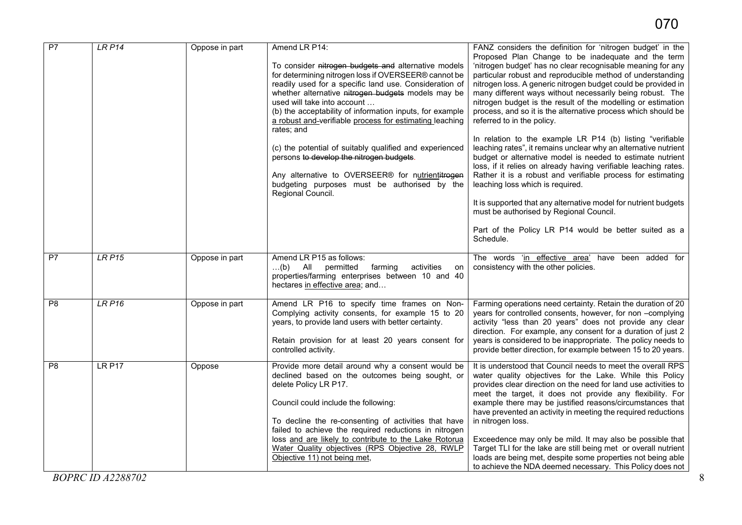| P7 | *LR P14* | Oppose in part | Amend LR P14:<br><br>To consider ~~nitrogen budgets and~~ alternative models for determining nitrogen loss if OVERSEER® cannot be readily used for a specific land use. Consideration of whether alternative ~~nitrogen budgets~~ models may be used will take into account …<br>(b) the acceptability of information inputs, for example <u>a robust and</u> ~~-~~verifiable <u>process for estimating</u> leaching rates; and<br><br>(c) the potential of suitably qualified and experienced persons ~~to develop the nitrogen budgets~~.<br><br>Any alternative to OVERSEER® for n<u>utrient</u>~~itrogen~~ budgeting purposes must be authorised by the Regional Council. | FANZ considers the definition for 'nitrogen budget' in the Proposed Plan Change to be inadequate and the term 'nitrogen budget' has no clear recognisable meaning for any particular robust and reproducible method of understanding nitrogen loss. A generic nitrogen budget could be provided in many different ways without necessarily being robust. The nitrogen budget is the result of the modelling or estimation process, and so it is the alternative process which should be referred to in the policy.<br><br>In relation to the example LR P14 (b) listing "verifiable leaching rates", it remains unclear why an alternative nutrient budget or alternative model is needed to estimate nutrient loss, if it relies on already having verifiable leaching rates. Rather it is a robust and verifiable process for estimating leaching loss which is required.<br><br>It is supported that any alternative model for nutrient budgets must be authorised by Regional Council.<br><br>Part of the Policy LR P14 would be better suited as a Schedule. |
|---|---|---|---|---|
| P7 | *LR P15* | Oppose in part | Amend LR P15 as follows:<br>…(b) All permitted farming activities on properties/farming enterprises between 10 and 40 hectares <u>in effective area</u>; and… | The words '<u>in effective area</u>' have been added for consistency with the other policies. |
| P8 | *LR P16* | Oppose in part | Amend LR P16 to specify time frames on Non-Complying activity consents, for example 15 to 20 years, to provide land users with better certainty.<br><br>Retain provision for at least 20 years consent for controlled activity. | Farming operations need certainty. Retain the duration of 20 years for controlled consents, however, for non –complying activity "less than 20 years" does not provide any clear direction. For example, any consent for a duration of just 2 years is considered to be inappropriate. The policy needs to provide better direction, for example between 15 to 20 years. |
| P8 | LR P17 | Oppose | Provide more detail around why a consent would be declined based on the outcomes being sought, or delete Policy LR P17.<br><br>Council could include the following:<br><br>To decline the re-consenting of activities that have failed to achieve the required reductions in nitrogen loss <u>and are likely to contribute to the Lake Rotorua Water Quality objectives (RPS Objective 28, RWLP Objective 11) not being met</u>, | It is understood that Council needs to meet the overall RPS water quality objectives for the Lake. While this Policy provides clear direction on the need for land use activities to meet the target, it does not provide any flexibility. For example there may be justified reasons/circumstances that have prevented an activity in meeting the required reductions in nitrogen loss.<br><br>Exceedence may only be mild. It may also be possible that Target TLI for the lake are still being met or overall nutrient loads are being met, despite some properties not being able to achieve the NDA deemed necessary. This Policy does not |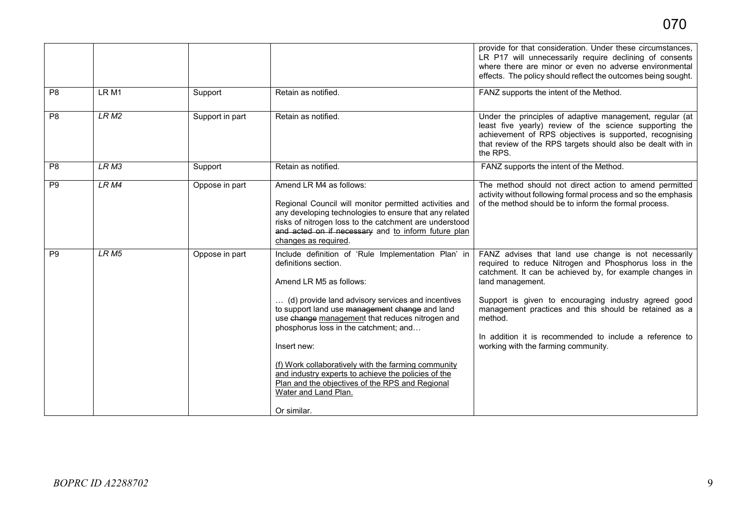| | | | | provide for that consideration. Under these circumstances, LR P17 will unnecessarily require declining of consents where there are minor or even no adverse environmental effects. The policy should reflect the outcomes being sought. |
|---|---|---|---|---|
| P8 | LR M1 | Support | Retain as notified. | FANZ supports the intent of the Method. |
| P8 | *LR M2* | Support in part | Retain as notified. | Under the principles of adaptive management, regular (at least five yearly) review of the science supporting the achievement of RPS objectives is supported, recognising that review of the RPS targets should also be dealt with in the RPS. |
| P8 | *LR M3* | Support | Retain as notified. | FANZ supports the intent of the Method. |
| P9 | *LR M4* | Oppose in part | Amend LR M4 as follows:<br><br>Regional Council will monitor permitted activities and any developing technologies to ensure that any related risks of nitrogen loss to the catchment are understood ~~and acted on if necessary~~ and <u>to inform future plan changes as required</u>. | The method should not direct action to amend permitted activity without following formal process and so the emphasis of the method should be to inform the formal process. |
| P9 | *LR M5* | Oppose in part | Include definition of 'Rule Implementation Plan' in definitions section.<br><br>Amend LR M5 as follows:<br><br>… (d) provide land advisory services and incentives to support land use ~~management~~ ~~change~~ and land use ~~change~~ <u>management</u> that reduces nitrogen and phosphorus loss in the catchment; and…<br><br>Insert new:<br><br><u>(f) Work collaboratively with the farming community and industry experts to achieve the policies of the Plan and the objectives of the RPS and Regional Water and Land Plan.</u><br><br>Or similar. | FANZ advises that land use change is not necessarily required to reduce Nitrogen and Phosphorus loss in the catchment. It can be achieved by, for example changes in land management.<br><br>Support is given to encouraging industry agreed good management practices and this should be retained as a method.<br><br>In addition it is recommended to include a reference to working with the farming community. |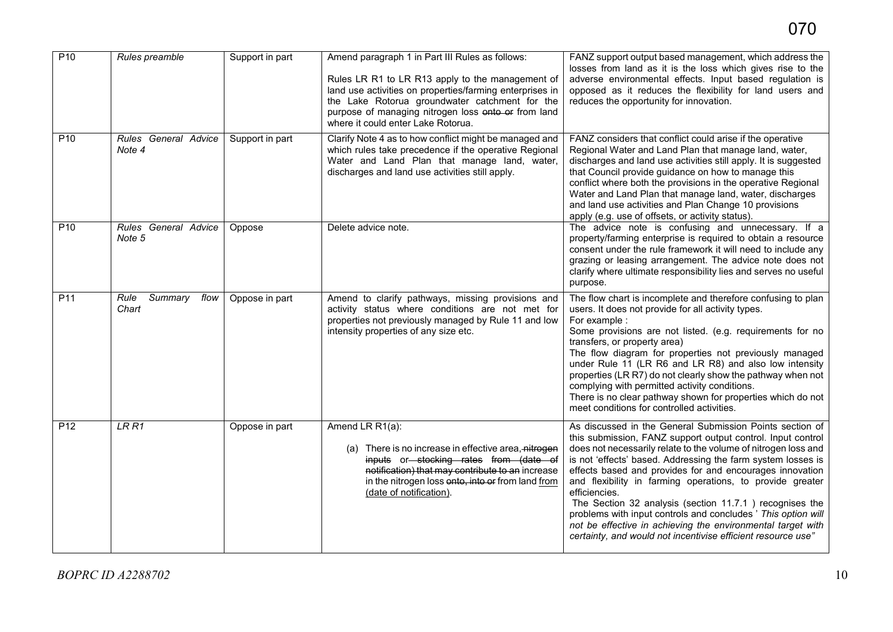| P10 | *Rules preamble* | Support in part | Amend paragraph 1 in Part III Rules as follows:<br><br>Rules LR R1 to LR R13 apply to the management of land use activities on properties/farming enterprises in the Lake Rotorua groundwater catchment for the purpose of managing nitrogen loss ~~onto or~~ from land where it could enter Lake Rotorua. | FANZ support output based management, which address the losses from land as it is the loss which gives rise to the adverse environmental effects. Input based regulation is opposed as it reduces the flexibility for land users and reduces the opportunity for innovation. |
|---|---|---|---|---|
| P10 | *Rules General Advice Note 4* | Support in part | Clarify Note 4 as to how conflict might be managed and which rules take precedence if the operative Regional Water and Land Plan that manage land, water, discharges and land use activities still apply. | FANZ considers that conflict could arise if the operative Regional Water and Land Plan that manage land, water, discharges and land use activities still apply. It is suggested that Council provide guidance on how to manage this conflict where both the provisions in the operative Regional Water and Land Plan that manage land, water, discharges and land use activities and Plan Change 10 provisions apply (e.g. use of offsets, or activity status). |
| P10 | *Rules General Advice Note 5* | Oppose | Delete advice note. | The advice note is confusing and unnecessary. If a property/farming enterprise is required to obtain a resource consent under the rule framework it will need to include any grazing or leasing arrangement. The advice note does not clarify where ultimate responsibility lies and serves no useful purpose. |
| P11 | *Rule Summary flow Chart* | Oppose in part | Amend to clarify pathways, missing provisions and activity status where conditions are not met for properties not previously managed by Rule 11 and low intensity properties of any size etc. | The flow chart is incomplete and therefore confusing to plan users. It does not provide for all activity types.<br>For example :<br>Some provisions are not listed. (e.g. requirements for no transfers, or property area)<br>The flow diagram for properties not previously managed under Rule 11 (LR R6 and LR R8) and also low intensity properties (LR R7) do not clearly show the pathway when not complying with permitted activity conditions.<br>There is no clear pathway shown for properties which do not meet conditions for controlled activities. |
| P12 | *LR R1* | Oppose in part | Amend LR R1(a):<br><br>(a) There is no increase in effective area, ~~nitrogen inputs~~ or ~~stocking rates from (date of notification) that may contribute to an~~ increase in the nitrogen loss ~~onto, into or~~ from land from (date of notification). | As discussed in the General Submission Points section of this submission, FANZ support output control. Input control does not necessarily relate to the volume of nitrogen loss and is not 'effects' based. Addressing the farm system losses is effects based and provides for and encourages innovation and flexibility in farming operations, to provide greater efficiencies.<br>The Section 32 analysis (section 11.7.1 ) recognises the problems with input controls and concludes ' *This option will not be effective in achieving the environmental target with certainty, and would not incentivise efficient resource use"* |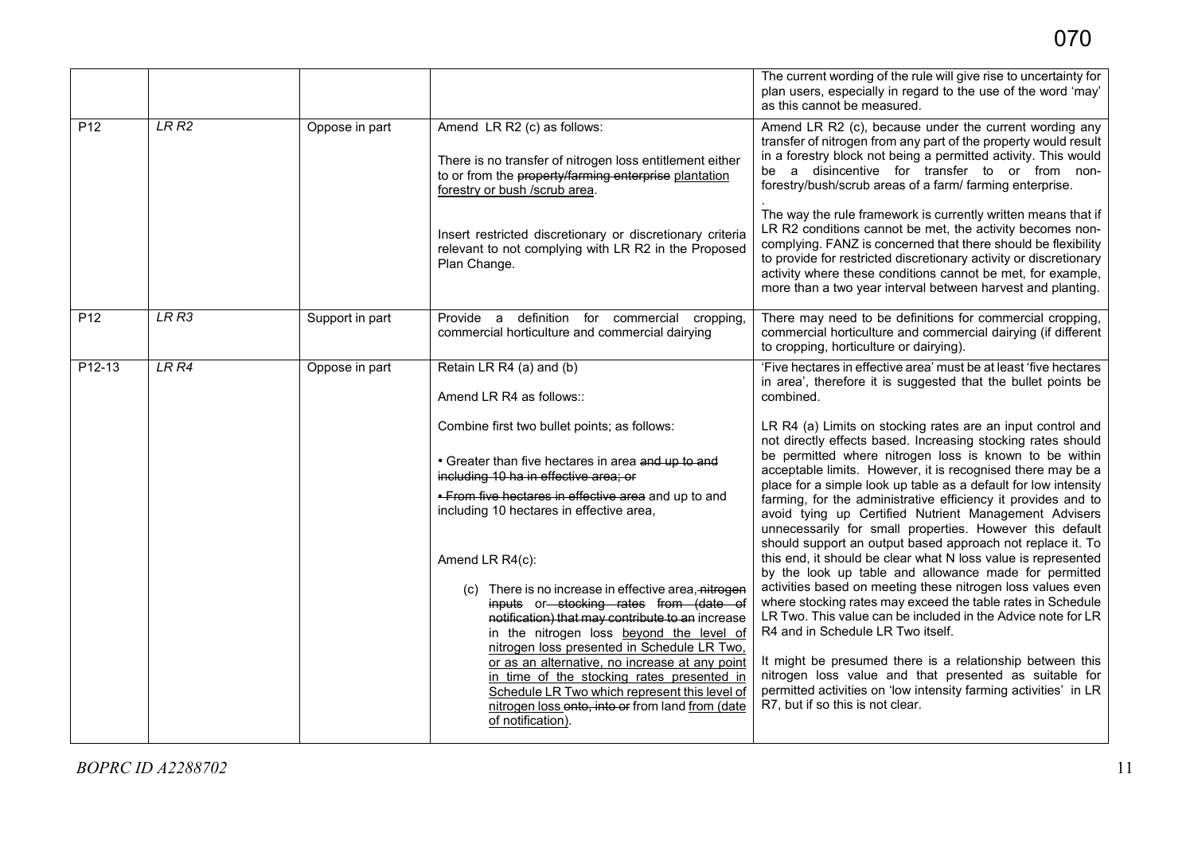| | | | | |
|---|---|---|---|---|
| | | | | The current wording of the rule will give rise to uncertainty for plan users, especially in regard to the use of the word 'may' as this cannot be measured. |
| P12 | *LR R2* | Oppose in part | Amend LR R2 (c) as follows:<br><br>There is no transfer of nitrogen loss entitlement either to or from the ~~property/farming enterprise~~ <u>plantation forestry or bush /scrub area</u>.<br><br>Insert restricted discretionary or discretionary criteria relevant to not complying with LR R2 in the Proposed Plan Change. | Amend LR R2 (c), because under the current wording any transfer of nitrogen from any part of the property would result in a forestry block not being a permitted activity. This would be a disincentive for transfer to or from non-forestry/bush/scrub areas of a farm/ farming enterprise.<br>.<br>The way the rule framework is currently written means that if LR R2 conditions cannot be met, the activity becomes non-complying. FANZ is concerned that there should be flexibility to provide for restricted discretionary activity or discretionary activity where these conditions cannot be met, for example, more than a two year interval between harvest and planting. |
| P12 | *LR R3* | Support in part | Provide a definition for commercial cropping, commercial horticulture and commercial dairying | There may need to be definitions for commercial cropping, commercial horticulture and commercial dairying (if different to cropping, horticulture or dairying). |
| P12-13 | *LR R4* | Oppose in part | Retain LR R4 (a) and (b)<br><br>Amend LR R4 as follows::<br><br>Combine first two bullet points; as follows:<br><br>• Greater than five hectares in area ~~and up to and including 10 ha in effective area; or~~<br><br>~~• From five hectares in effective area~~ and up to and including 10 hectares in effective area,<br><br>Amend LR R4(c):<br><br>(c) There is no increase in effective area~~, nitrogen inputs~~ or ~~stocking rates from (date of notification) that may contribute to an~~ increase in the nitrogen loss <u>beyond the level of nitrogen loss presented in Schedule LR Two, or as an alternative, no increase at any point in time of the stocking rates presented in Schedule LR Two which represent this level of nitrogen loss</u> ~~onto, into or~~ from land <u>from (date of notification)</u>. | 'Five hectares in effective area' must be at least 'five hectares in area', therefore it is suggested that the bullet points be combined.<br><br>LR R4 (a) Limits on stocking rates are an input control and not directly effects based. Increasing stocking rates should be permitted where nitrogen loss is known to be within acceptable limits. However, it is recognised there may be a place for a simple look up table as a default for low intensity farming, for the administrative efficiency it provides and to avoid tying up Certified Nutrient Management Advisers unnecessarily for small properties. However this default should support an output based approach not replace it. To this end, it should be clear what N loss value is represented by the look up table and allowance made for permitted activities based on meeting these nitrogen loss values even where stocking rates may exceed the table rates in Schedule LR Two. This value can be included in the Advice note for LR R4 and in Schedule LR Two itself.<br><br>It might be presumed there is a relationship between this nitrogen loss value and that presented as suitable for permitted activities on 'low intensity farming activities' in LR R7, but if so this is not clear. |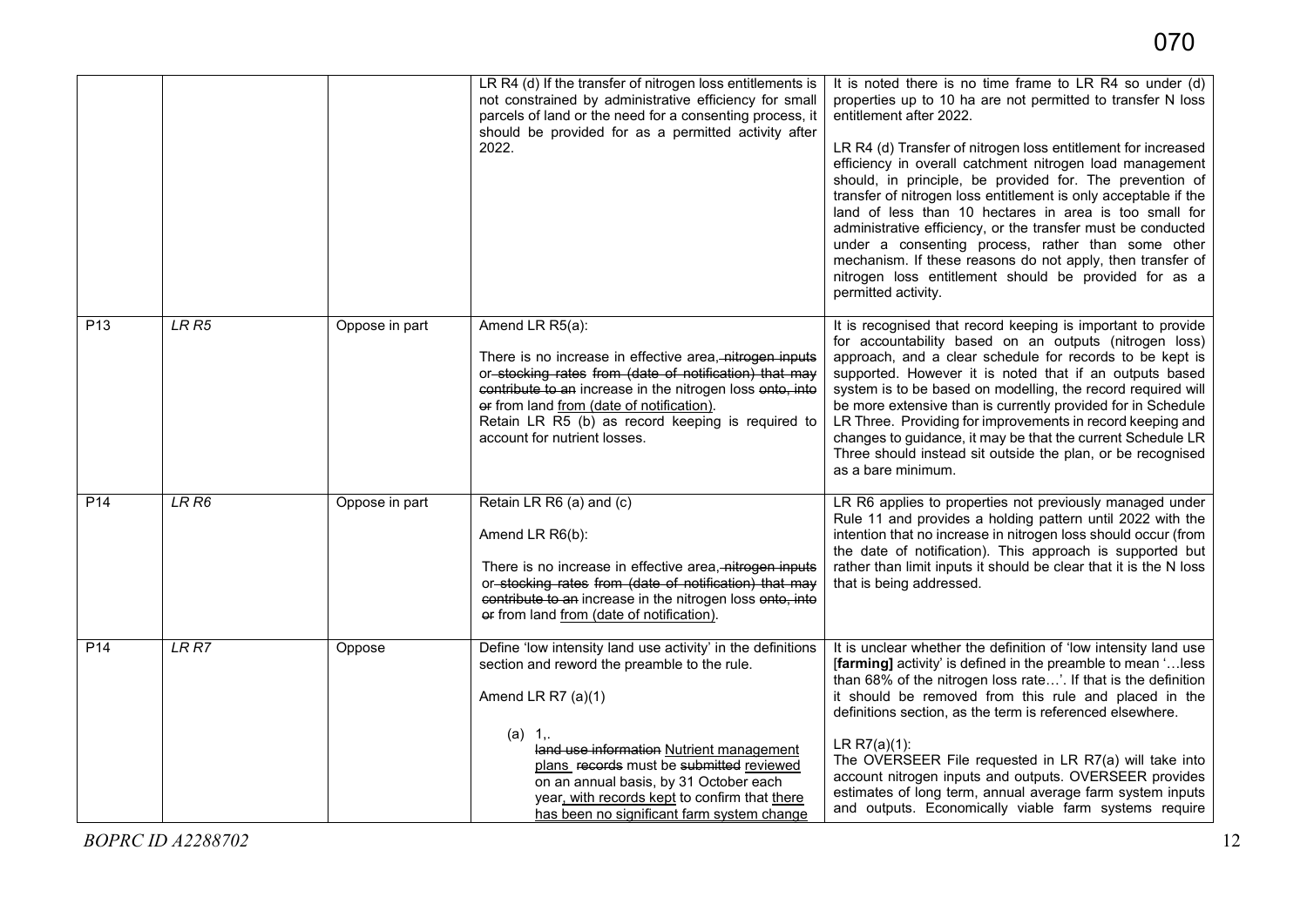| | | | LR R4 (d) If the transfer of nitrogen loss entitlements is not constrained by administrative efficiency for small parcels of land or the need for a consenting process, it should be provided for as a permitted activity after 2022. | It is noted there is no time frame to LR R4 so under (d) properties up to 10 ha are not permitted to transfer N loss entitlement after 2022.<br><br>LR R4 (d) Transfer of nitrogen loss entitlement for increased efficiency in overall catchment nitrogen load management should, in principle, be provided for. The prevention of transfer of nitrogen loss entitlement is only acceptable if the land of less than 10 hectares in area is too small for administrative efficiency, or the transfer must be conducted under a consenting process, rather than some other mechanism. If these reasons do not apply, then transfer of nitrogen loss entitlement should be provided for as a permitted activity. |
|---|---|---|---|---|
| P13 | *LR R5* | Oppose in part | Amend LR R5(a):<br><br>There is no increase in effective area, ~~nitrogen inputs or stocking rates from (date of notification) that may contribute to an~~ increase in the nitrogen loss ~~onto, into or~~ from land <u>from (date of notification)</u>.<br>Retain LR R5 (b) as record keeping is required to account for nutrient losses. | It is recognised that record keeping is important to provide for accountability based on an outputs (nitrogen loss) approach, and a clear schedule for records to be kept is supported. However it is noted that if an outputs based system is to be based on modelling, the record required will be more extensive than is currently provided for in Schedule LR Three. Providing for improvements in record keeping and changes to guidance, it may be that the current Schedule LR Three should instead sit outside the plan, or be recognised as a bare minimum. |
| P14 | *LR R6* | Oppose in part | Retain LR R6 (a) and (c)<br><br>Amend LR R6(b):<br><br>There is no increase in effective area, ~~nitrogen inputs or stocking rates from (date of notification) that may contribute to an~~ increase in the nitrogen loss ~~onto, into or~~ from land <u>from (date of notification)</u>. | LR R6 applies to properties not previously managed under Rule 11 and provides a holding pattern until 2022 with the intention that no increase in nitrogen loss should occur (from the date of notification). This approach is supported but rather than limit inputs it should be clear that it is the N loss that is being addressed. |
| P14 | *LR R7* | Oppose | Define 'low intensity land use activity' in the definitions section and reword the preamble to the rule.<br><br>Amend LR R7 (a)(1)<br><br>(a) 1,.<br>~~land use information~~ <u>Nutrient management plans</u> ~~records~~ must be ~~submitted~~ <u>reviewed</u> on an annual basis, by 31 October each year<u>, with records kept</u> to confirm that <u>there has been no significant farm system change</u> | It is unclear whether the definition of 'low intensity land use [**farming]** activity' is defined in the preamble to mean '…less than 68% of the nitrogen loss rate…'. If that is the definition it should be removed from this rule and placed in the definitions section, as the term is referenced elsewhere.<br><br>LR R7(a)(1):<br>The OVERSEER File requested in LR R7(a) will take into account nitrogen inputs and outputs. OVERSEER provides estimates of long term, annual average farm system inputs and outputs. Economically viable farm systems require |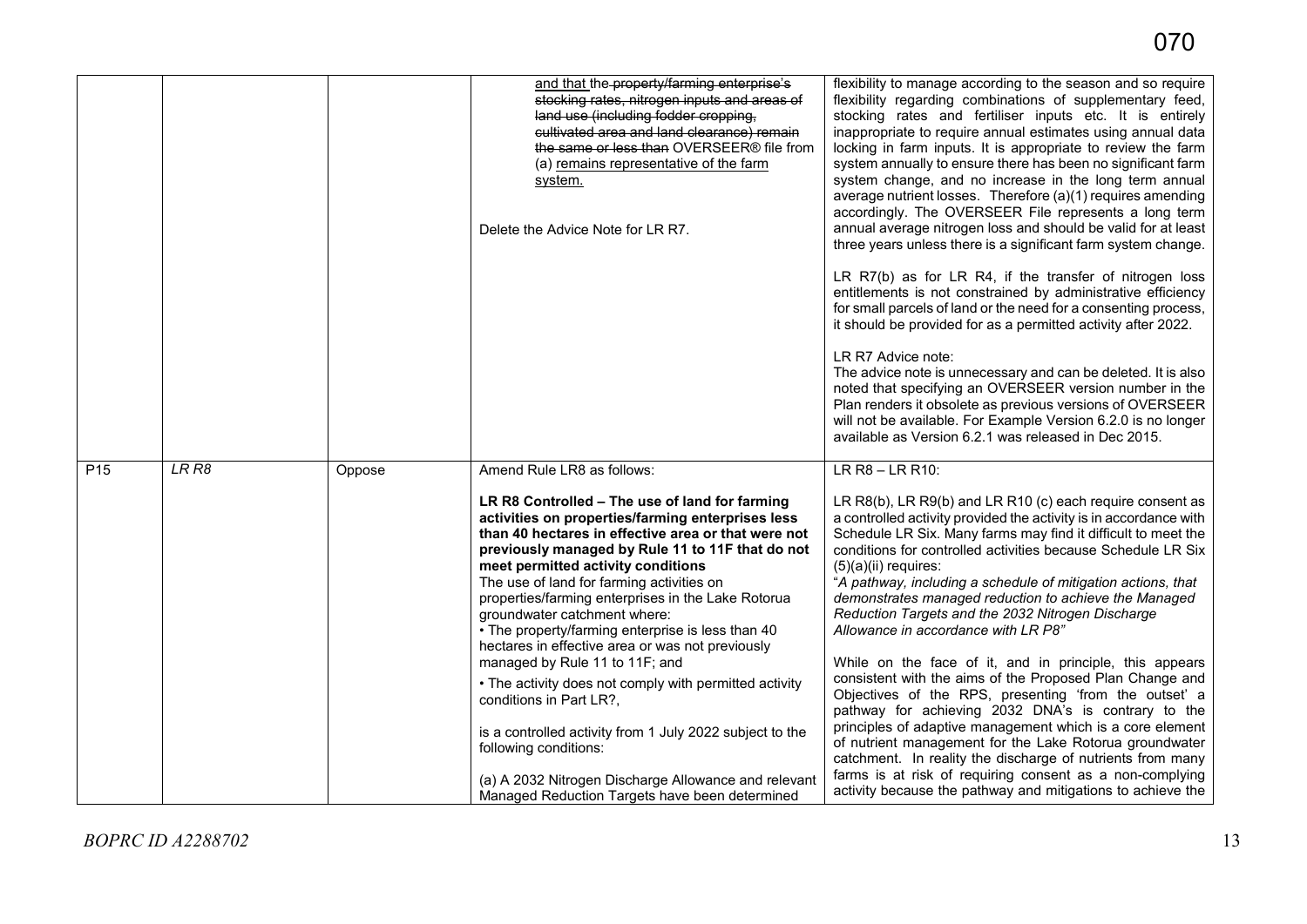| | | | | |
|---|---|---|---|---|
| | | | and that the ~~property/farming enterprise's stocking rates, nitrogen inputs and areas of land use (including fodder cropping, cultivated area and land clearance) remain the same or less than~~ OVERSEER® file from (a) <u>remains representative of the farm system.</u><br><br>Delete the Advice Note for LR R7. | flexibility to manage according to the season and so require flexibility regarding combinations of supplementary feed, stocking rates and fertiliser inputs etc. It is entirely inappropriate to require annual estimates using annual data locking in farm inputs. It is appropriate to review the farm system annually to ensure there has been no significant farm system change, and no increase in the long term annual average nutrient losses. Therefore (a)(1) requires amending accordingly. The OVERSEER File represents a long term annual average nitrogen loss and should be valid for at least three years unless there is a significant farm system change.<br><br>LR R7(b) as for LR R4, if the transfer of nitrogen loss entitlements is not constrained by administrative efficiency for small parcels of land or the need for a consenting process, it should be provided for as a permitted activity after 2022.<br><br>LR R7 Advice note:<br>The advice note is unnecessary and can be deleted. It is also noted that specifying an OVERSEER version number in the Plan renders it obsolete as previous versions of OVERSEER will not be available. For Example Version 6.2.0 is no longer available as Version 6.2.1 was released in Dec 2015. |
| P15 | *LR R8* | Oppose | Amend Rule LR8 as follows:<br><br>**LR R8 Controlled – The use of land for farming activities on properties/farming enterprises less than 40 hectares in effective area or that were not previously managed by Rule 11 to 11F that do not meet permitted activity conditions**<br>The use of land for farming activities on properties/farming enterprises in the Lake Rotorua groundwater catchment where:<br>• The property/farming enterprise is less than 40 hectares in effective area or was not previously managed by Rule 11 to 11F; and<br>• The activity does not comply with permitted activity conditions in Part LR?,<br><br>is a controlled activity from 1 July 2022 subject to the following conditions:<br><br>(a) A 2032 Nitrogen Discharge Allowance and relevant Managed Reduction Targets have been determined | LR R8 – LR R10:<br><br>LR R8(b), LR R9(b) and LR R10 (c) each require consent as a controlled activity provided the activity is in accordance with Schedule LR Six. Many farms may find it difficult to meet the conditions for controlled activities because Schedule LR Six (5)(a)(ii) requires:<br>"*A pathway, including a schedule of mitigation actions, that demonstrates managed reduction to achieve the Managed Reduction Targets and the 2032 Nitrogen Discharge Allowance in accordance with LR P8*"<br><br>While on the face of it, and in principle, this appears consistent with the aims of the Proposed Plan Change and Objectives of the RPS, presenting 'from the outset' a pathway for achieving 2032 DNA's is contrary to the principles of adaptive management which is a core element of nutrient management for the Lake Rotorua groundwater catchment. In reality the discharge of nutrients from many farms is at risk of requiring consent as a non-complying activity because the pathway and mitigations to achieve the |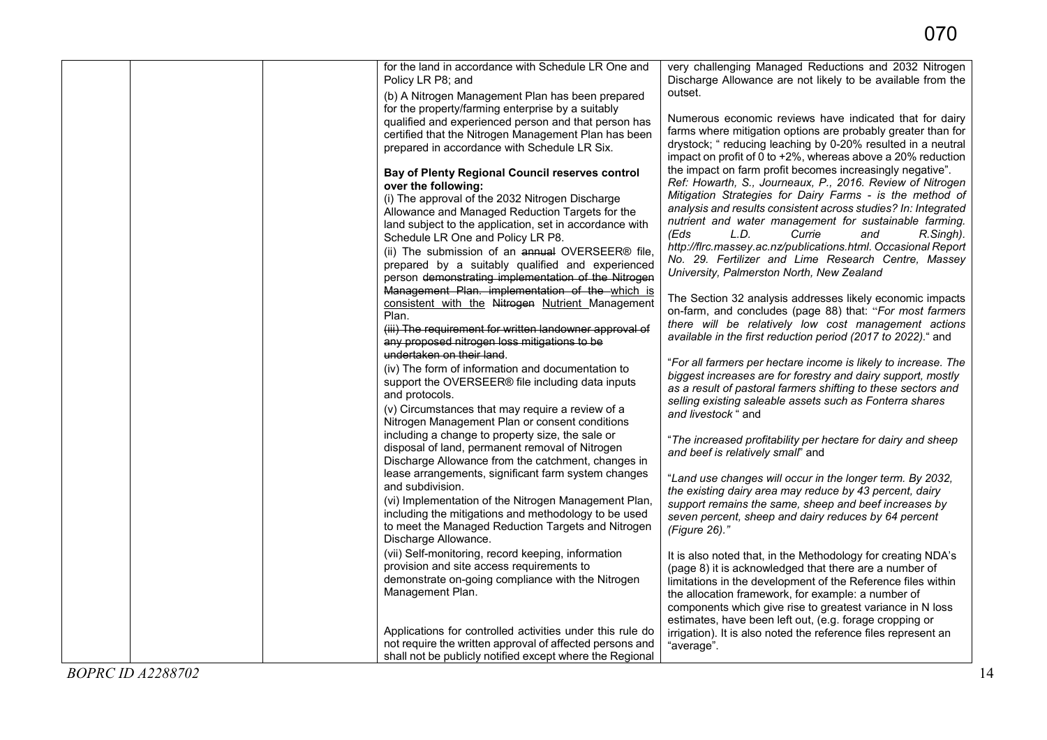| | | | | |
|---|---|---|---|---|
| | | | for the land in accordance with Schedule LR One and Policy LR P8; and<br><br>(b) A Nitrogen Management Plan has been prepared for the property/farming enterprise by a suitably qualified and experienced person and that person has certified that the Nitrogen Management Plan has been prepared in accordance with Schedule LR Six.<br><br>**Bay of Plenty Regional Council reserves control over the following:**<br>(i) The approval of the 2032 Nitrogen Discharge Allowance and Managed Reduction Targets for the land subject to the application, set in accordance with Schedule LR One and Policy LR P8.<br>(ii) The submission of an ~~annual~~ OVERSEER® file, prepared by a suitably qualified and experienced person ~~demonstrating implementation of the Nitrogen Management Plan. implementation of the~~ which is consistent with the ~~Nitrogen~~ Nutrient Management Plan.<br>~~(iii) The requirement for written landowner approval of any proposed nitrogen loss mitigations to be undertaken on their land.~~<br>(iv) The form of information and documentation to support the OVERSEER® file including data inputs and protocols.<br>(v) Circumstances that may require a review of a Nitrogen Management Plan or consent conditions including a change to property size, the sale or disposal of land, permanent removal of Nitrogen Discharge Allowance from the catchment, changes in lease arrangements, significant farm system changes and subdivision.<br>(vi) Implementation of the Nitrogen Management Plan, including the mitigations and methodology to be used to meet the Managed Reduction Targets and Nitrogen Discharge Allowance.<br>(vii) Self-monitoring, record keeping, information provision and site access requirements to demonstrate on-going compliance with the Nitrogen Management Plan.<br><br>Applications for controlled activities under this rule do not require the written approval of affected persons and shall not be publicly notified except where the Regional | very challenging Managed Reductions and 2032 Nitrogen Discharge Allowance are not likely to be available from the outset.<br><br>Numerous economic reviews have indicated that for dairy farms where mitigation options are probably greater than for drystock; " reducing leaching by 0-20% resulted in a neutral impact on profit of 0 to +2%, whereas above a 20% reduction the impact on farm profit becomes increasingly negative".<br>*Ref: Howarth, S., Journeaux, P., 2016. Review of Nitrogen Mitigation Strategies for Dairy Farms - is the method of analysis and results consistent across studies? In: Integrated nutrient and water management for sustainable farming. (Eds L.D. Currie and R.Singh). http://flrc.massey.ac.nz/publications.html. Occasional Report No. 29. Fertilizer and Lime Research Centre, Massey University, Palmerston North, New Zealand*<br><br>The Section 32 analysis addresses likely economic impacts on-farm, and concludes (page 88) that: "*For most farmers there will be relatively low cost management actions available in the first reduction period (2017 to 2022).*" and<br><br>"*For all farmers per hectare income is likely to increase. The biggest increases are for forestry and dairy support, mostly as a result of pastoral farmers shifting to these sectors and selling existing saleable assets such as Fonterra shares and livestock* " and<br><br>"*The increased profitability per hectare for dairy and sheep and beef is relatively small*" and<br><br>"*Land use changes will occur in the longer term. By 2032, the existing dairy area may reduce by 43 percent, dairy support remains the same, sheep and beef increases by seven percent, sheep and dairy reduces by 64 percent (Figure 26).*"<br><br>It is also noted that, in the Methodology for creating NDA's (page 8) it is acknowledged that there are a number of limitations in the development of the Reference files within the allocation framework, for example: a number of components which give rise to greatest variance in N loss estimates, have been left out, (e.g. forage cropping or irrigation). It is also noted the reference files represent an "average". |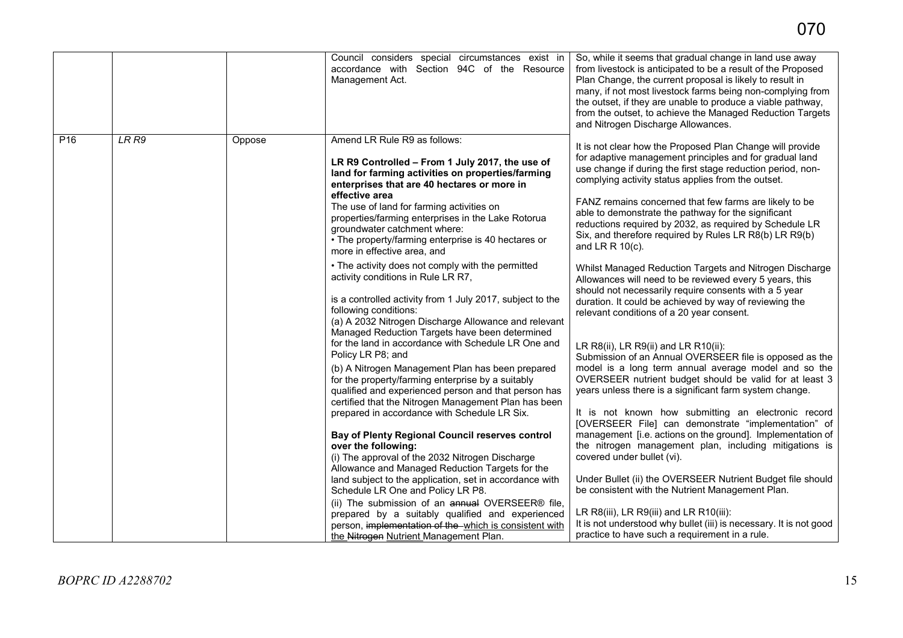| | | | | |
|---|---|---|---|---|
| | | | Council considers special circumstances exist in accordance with Section 94C of the Resource Management Act. | So, while it seems that gradual change in land use away from livestock is anticipated to be a result of the Proposed Plan Change, the current proposal is likely to result in many, if not most livestock farms being non-complying from the outset, if they are unable to produce a viable pathway, from the outset, to achieve the Managed Reduction Targets and Nitrogen Discharge Allowances. |
| P16 | *LR R9* | Oppose | Amend LR Rule R9 as follows:<br><br>**LR R9 Controlled – From 1 July 2017, the use of land for farming activities on properties/farming enterprises that are 40 hectares or more in effective area**<br>The use of land for farming activities on properties/farming enterprises in the Lake Rotorua groundwater catchment where:<br>• The property/farming enterprise is 40 hectares or more in effective area, and<br>• The activity does not comply with the permitted activity conditions in Rule LR R7,<br><br>is a controlled activity from 1 July 2017, subject to the following conditions:<br>(a) A 2032 Nitrogen Discharge Allowance and relevant Managed Reduction Targets have been determined for the land in accordance with Schedule LR One and Policy LR P8; and<br>(b) A Nitrogen Management Plan has been prepared for the property/farming enterprise by a suitably qualified and experienced person and that person has certified that the Nitrogen Management Plan has been prepared in accordance with Schedule LR Six.<br><br>**Bay of Plenty Regional Council reserves control over the following:**<br>(i) The approval of the 2032 Nitrogen Discharge Allowance and Managed Reduction Targets for the land subject to the application, set in accordance with Schedule LR One and Policy LR P8.<br>(ii) The submission of an ~~annual~~ OVERSEER® file, prepared by a suitably qualified and experienced person, ~~implementation of the~~ which is consistent with the ~~Nitrogen~~ Nutrient Management Plan. | It is not clear how the Proposed Plan Change will provide for adaptive management principles and for gradual land use change if during the first stage reduction period, non-complying activity status applies from the outset.<br><br>FANZ remains concerned that few farms are likely to be able to demonstrate the pathway for the significant reductions required by 2032, as required by Schedule LR Six, and therefore required by Rules LR R8(b) LR R9(b) and LR R 10(c).<br><br>Whilst Managed Reduction Targets and Nitrogen Discharge Allowances will need to be reviewed every 5 years, this should not necessarily require consents with a 5 year duration. It could be achieved by way of reviewing the relevant conditions of a 20 year consent.<br><br>LR R8(ii), LR R9(ii) and LR R10(ii):<br>Submission of an Annual OVERSEER file is opposed as the model is a long term annual average model and so the OVERSEER nutrient budget should be valid for at least 3 years unless there is a significant farm system change.<br><br>It is not known how submitting an electronic record [OVERSEER File] can demonstrate "implementation" of management [i.e. actions on the ground]. Implementation of the nitrogen management plan, including mitigations is covered under bullet (vi).<br><br>Under Bullet (ii) the OVERSEER Nutrient Budget file should be consistent with the Nutrient Management Plan.<br><br>LR R8(iii), LR R9(iii) and LR R10(iii):<br>It is not understood why bullet (iii) is necessary. It is not good practice to have such a requirement in a rule. |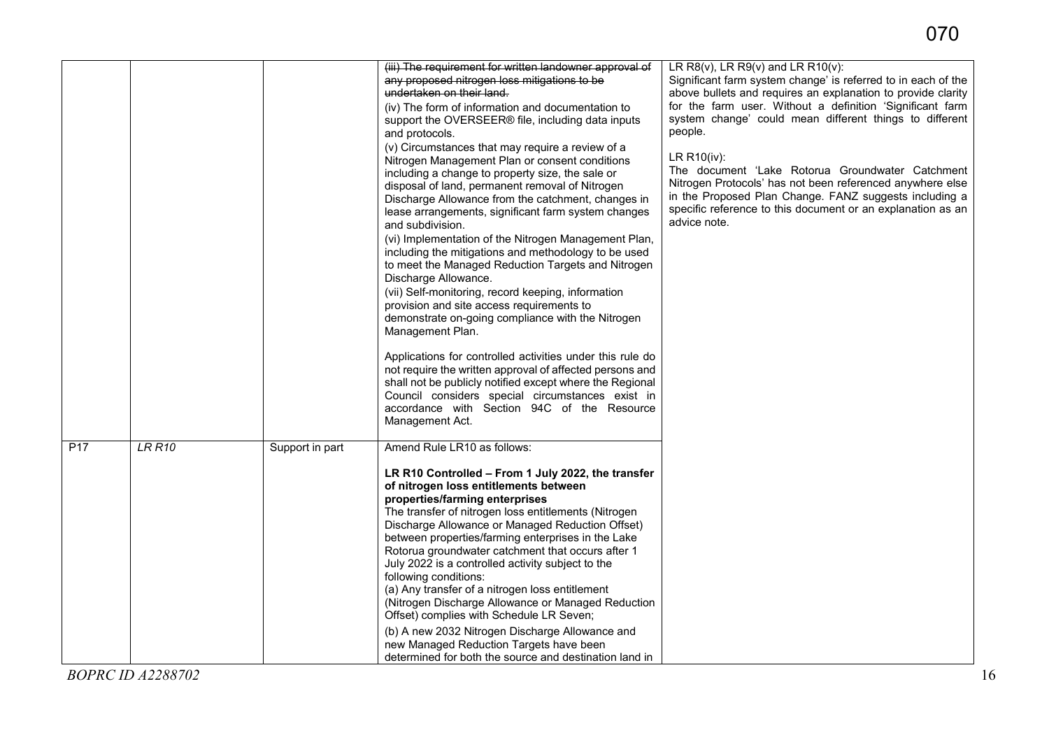| | | | | |
|---|---|---|---|---|
| | | | ~~(iii) The requirement for written landowner approval of any proposed nitrogen loss mitigations to be undertaken on their land.~~<br>(iv) The form of information and documentation to support the OVERSEER® file, including data inputs and protocols.<br>(v) Circumstances that may require a review of a Nitrogen Management Plan or consent conditions including a change to property size, the sale or disposal of land, permanent removal of Nitrogen Discharge Allowance from the catchment, changes in lease arrangements, significant farm system changes and subdivision.<br>(vi) Implementation of the Nitrogen Management Plan, including the mitigations and methodology to be used to meet the Managed Reduction Targets and Nitrogen Discharge Allowance.<br>(vii) Self-monitoring, record keeping, information provision and site access requirements to demonstrate on-going compliance with the Nitrogen Management Plan.<br><br>Applications for controlled activities under this rule do not require the written approval of affected persons and shall not be publicly notified except where the Regional Council considers special circumstances exist in accordance with Section 94C of the Resource Management Act. | LR R8(v), LR R9(v) and LR R10(v):<br>Significant farm system change' is referred to in each of the above bullets and requires an explanation to provide clarity for the farm user. Without a definition 'Significant farm system change' could mean different things to different people.<br><br>LR R10(iv):<br>The document 'Lake Rotorua Groundwater Catchment Nitrogen Protocols' has not been referenced anywhere else in the Proposed Plan Change. FANZ suggests including a specific reference to this document or an explanation as an advice note. |
| P17 | *LR R10* | Support in part | Amend Rule LR10 as follows:<br><br>**LR R10 Controlled – From 1 July 2022, the transfer of nitrogen loss entitlements between properties/farming enterprises**<br>The transfer of nitrogen loss entitlements (Nitrogen Discharge Allowance or Managed Reduction Offset) between properties/farming enterprises in the Lake Rotorua groundwater catchment that occurs after 1 July 2022 is a controlled activity subject to the following conditions:<br>(a) Any transfer of a nitrogen loss entitlement (Nitrogen Discharge Allowance or Managed Reduction Offset) complies with Schedule LR Seven;<br>(b) A new 2032 Nitrogen Discharge Allowance and new Managed Reduction Targets have been determined for both the source and destination land in | |

*BOPRC ID A2288702*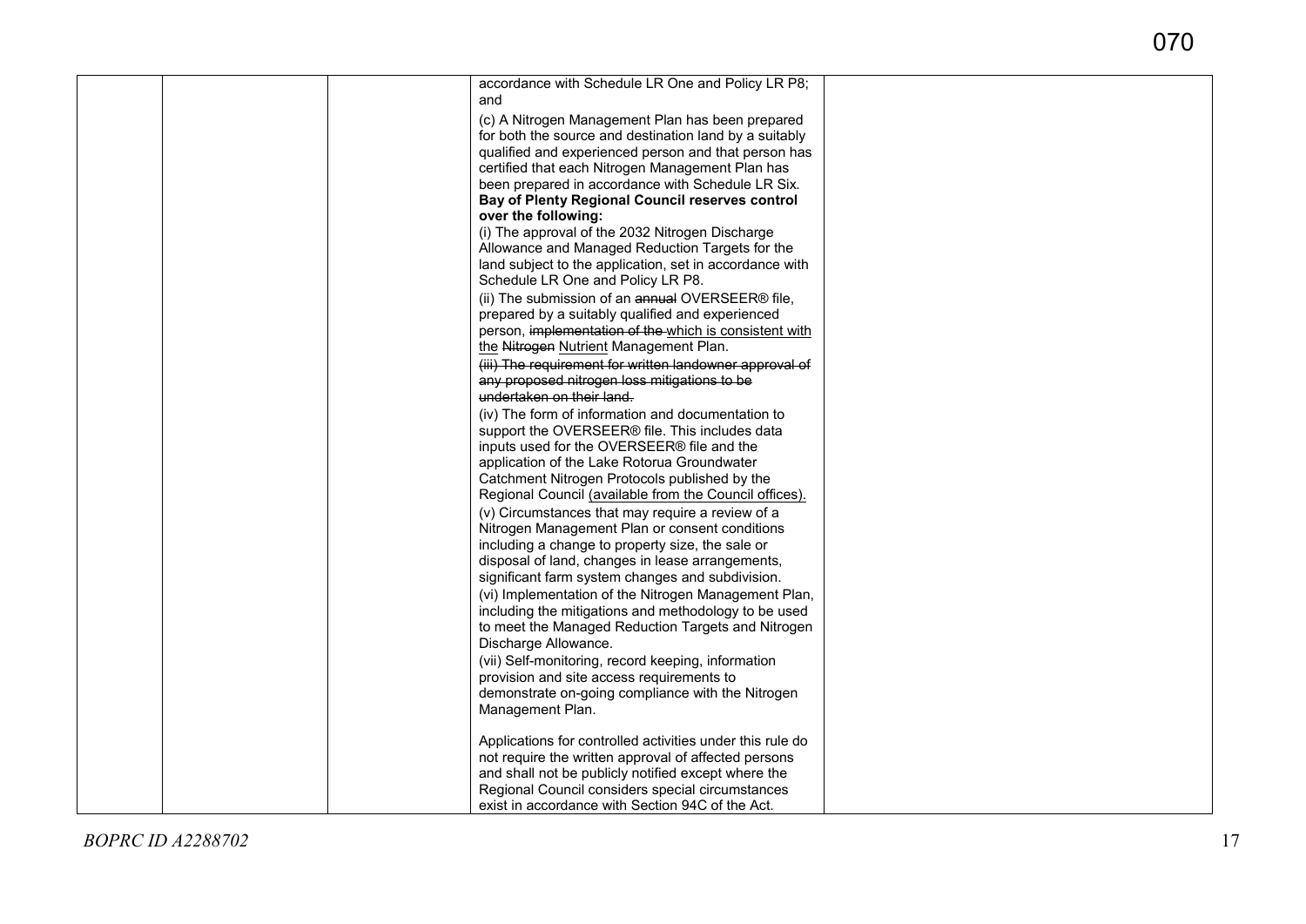| | | | | |
|---|---|---|---|---|
| | | | accordance with Schedule LR One and Policy LR P8; and<br><br>(c) A Nitrogen Management Plan has been prepared for both the source and destination land by a suitably qualified and experienced person and that person has certified that each Nitrogen Management Plan has been prepared in accordance with Schedule LR Six.<br>**Bay of Plenty Regional Council reserves control over the following:**<br>(i) The approval of the 2032 Nitrogen Discharge Allowance and Managed Reduction Targets for the land subject to the application, set in accordance with Schedule LR One and Policy LR P8.<br>(ii) The submission of an ~~annual~~ OVERSEER® file, prepared by a suitably qualified and experienced person, ~~implementation of the~~ <u>which is consistent with the</u> ~~Nitrogen~~ <u>Nutrient</u> Management Plan.<br>~~(iii) The requirement for written landowner approval of any proposed nitrogen loss mitigations to be undertaken on their land.~~<br>(iv) The form of information and documentation to support the OVERSEER® file. This includes data inputs used for the OVERSEER® file and the application of the Lake Rotorua Groundwater Catchment Nitrogen Protocols published by the Regional Council <u>(available from the Council offices)</u>.<br>(v) Circumstances that may require a review of a Nitrogen Management Plan or consent conditions including a change to property size, the sale or disposal of land, changes in lease arrangements, significant farm system changes and subdivision.<br>(vi) Implementation of the Nitrogen Management Plan, including the mitigations and methodology to be used to meet the Managed Reduction Targets and Nitrogen Discharge Allowance.<br>(vii) Self-monitoring, record keeping, information provision and site access requirements to demonstrate on-going compliance with the Nitrogen Management Plan.<br><br>Applications for controlled activities under this rule do not require the written approval of affected persons and shall not be publicly notified except where the Regional Council considers special circumstances exist in accordance with Section 94C of the Act. | |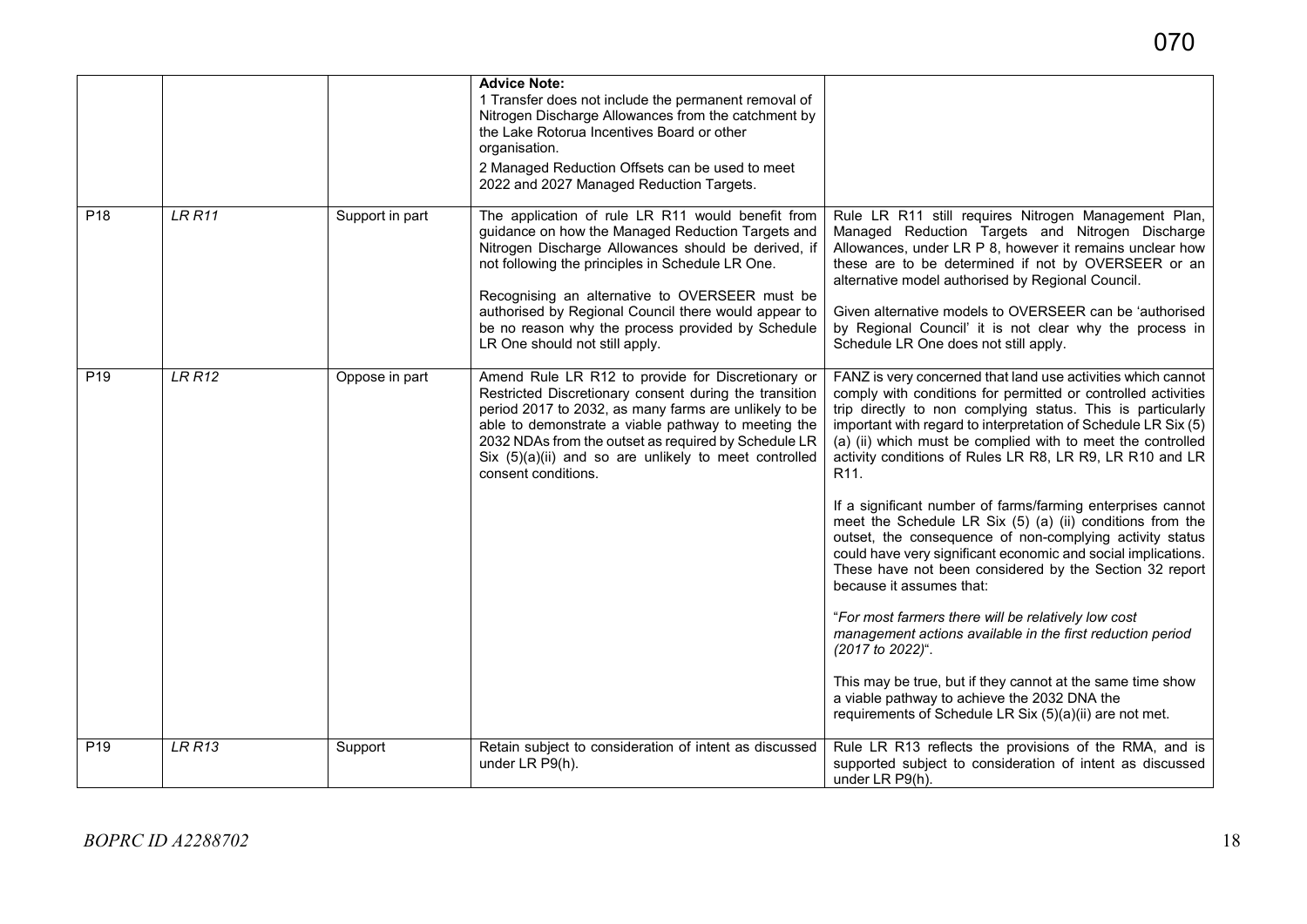| | | | | |
|---|---|---|---|---|
| | | | **Advice Note:**<br>1 Transfer does not include the permanent removal of Nitrogen Discharge Allowances from the catchment by the Lake Rotorua Incentives Board or other organisation.<br>2 Managed Reduction Offsets can be used to meet 2022 and 2027 Managed Reduction Targets. | |
| P18 | *LR R11* | Support in part | The application of rule LR R11 would benefit from guidance on how the Managed Reduction Targets and Nitrogen Discharge Allowances should be derived, if not following the principles in Schedule LR One.<br><br>Recognising an alternative to OVERSEER must be authorised by Regional Council there would appear to be no reason why the process provided by Schedule LR One should not still apply. | Rule LR R11 still requires Nitrogen Management Plan, Managed Reduction Targets and Nitrogen Discharge Allowances, under LR P 8, however it remains unclear how these are to be determined if not by OVERSEER or an alternative model authorised by Regional Council.<br><br>Given alternative models to OVERSEER can be 'authorised by Regional Council' it is not clear why the process in Schedule LR One does not still apply. |
| P19 | *LR R12* | Oppose in part | Amend Rule LR R12 to provide for Discretionary or Restricted Discretionary consent during the transition period 2017 to 2032, as many farms are unlikely to be able to demonstrate a viable pathway to meeting the 2032 NDAs from the outset as required by Schedule LR Six (5)(a)(ii) and so are unlikely to meet controlled consent conditions. | FANZ is very concerned that land use activities which cannot comply with conditions for permitted or controlled activities trip directly to non complying status. This is particularly important with regard to interpretation of Schedule LR Six (5) (a) (ii) which must be complied with to meet the controlled activity conditions of Rules LR R8, LR R9, LR R10 and LR R11.<br><br>If a significant number of farms/farming enterprises cannot meet the Schedule LR Six (5) (a) (ii) conditions from the outset, the consequence of non-complying activity status could have very significant economic and social implications. These have not been considered by the Section 32 report because it assumes that:<br><br>"*For most farmers there will be relatively low cost management actions available in the first reduction period (2017 to 2022)*".<br><br>This may be true, but if they cannot at the same time show a viable pathway to achieve the 2032 DNA the requirements of Schedule LR Six (5)(a)(ii) are not met. |
| P19 | *LR R13* | Support | Retain subject to consideration of intent as discussed under LR P9(h). | Rule LR R13 reflects the provisions of the RMA, and is supported subject to consideration of intent as discussed under LR P9(h). |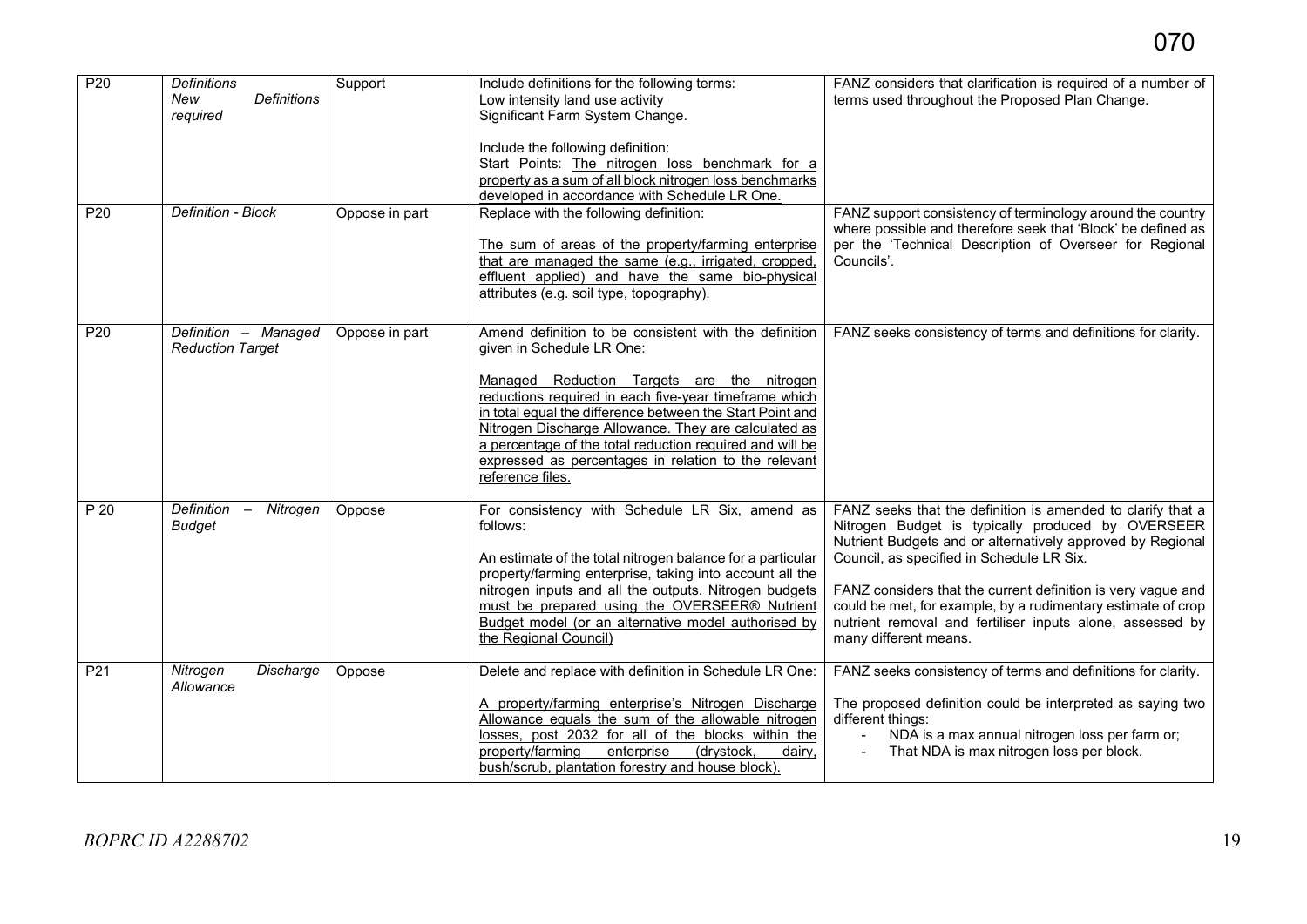| P20 | *Definitions* *New Definitions required* | Support | Include definitions for the following terms: Low intensity land use activity Significant Farm System Change. <br><br>Include the following definition: Start Points: <u>The nitrogen loss benchmark for a property as a sum of all block nitrogen loss benchmarks developed in accordance with Schedule LR One.</u> | FANZ considers that clarification is required of a number of terms used throughout the Proposed Plan Change. |
|---|---|---|---|---|
| P20 | *Definition - Block* | Oppose in part | Replace with the following definition: <br><br><u>The sum of areas of the property/farming enterprise that are managed the same (e.g., irrigated, cropped, effluent applied) and have the same bio-physical attributes (e.g. soil type, topography).</u> | FANZ support consistency of terminology around the country where possible and therefore seek that 'Block' be defined as per the 'Technical Description of Overseer for Regional Councils'. |
| P20 | *Definition – Managed Reduction Target* | Oppose in part | Amend definition to be consistent with the definition given in Schedule LR One: <br><br><u>Managed Reduction Targets are the nitrogen reductions required in each five-year timeframe which in total equal the difference between the Start Point and Nitrogen Discharge Allowance. They are calculated as a percentage of the total reduction required and will be expressed as percentages in relation to the relevant reference files.</u> | FANZ seeks consistency of terms and definitions for clarity. |
| P 20 | *Definition – Nitrogen Budget* | Oppose | For consistency with Schedule LR Six, amend as follows: <br><br>An estimate of the total nitrogen balance for a particular property/farming enterprise, taking into account all the nitrogen inputs and all the outputs. <u>Nitrogen budgets must be prepared using the OVERSEER® Nutrient Budget model (or an alternative model authorised by the Regional Council)</u> | FANZ seeks that the definition is amended to clarify that a Nitrogen Budget is typically produced by OVERSEER Nutrient Budgets and or alternatively approved by Regional Council, as specified in Schedule LR Six. <br><br>FANZ considers that the current definition is very vague and could be met, for example, by a rudimentary estimate of crop nutrient removal and fertiliser inputs alone, assessed by many different means. |
| P21 | *Nitrogen Discharge Allowance* | Oppose | Delete and replace with definition in Schedule LR One: <br><br><u>A property/farming enterprise's Nitrogen Discharge Allowance equals the sum of the allowable nitrogen losses, post 2032 for all of the blocks within the property/farming enterprise (drystock, dairy, bush/scrub, plantation forestry and house block).</u> | FANZ seeks consistency of terms and definitions for clarity. <br><br>The proposed definition could be interpreted as saying two different things: <br>- NDA is a max annual nitrogen loss per farm or; <br>- That NDA is max nitrogen loss per block. |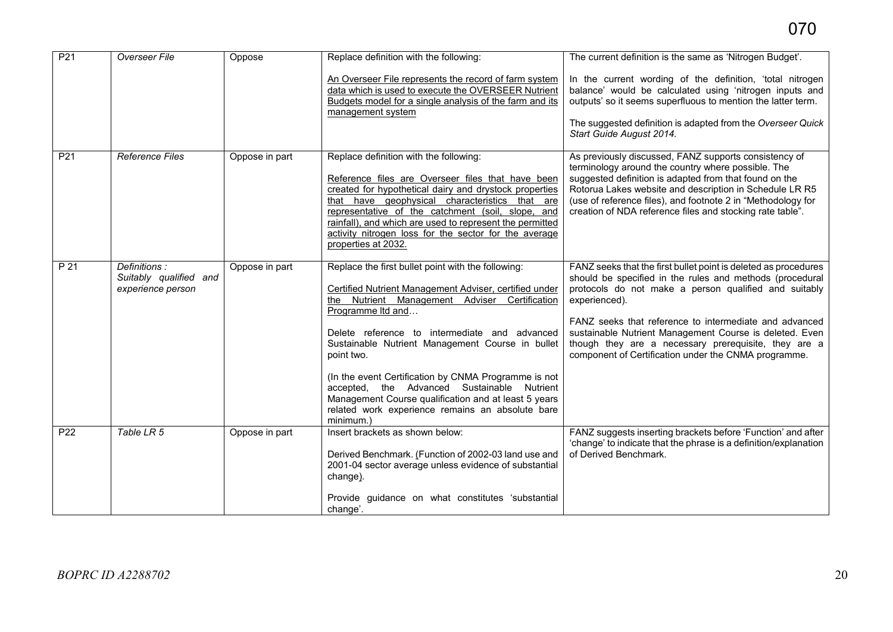| P21 | *Overseer File* | Oppose | Replace definition with the following:<br><br>An Overseer File represents the record of farm system data which is used to execute the OVERSEER Nutrient Budgets model for a single analysis of the farm and its management system | The current definition is the same as 'Nitrogen Budget'.<br><br>In the current wording of the definition, 'total nitrogen balance' would be calculated using 'nitrogen inputs and outputs' so it seems superfluous to mention the latter term.<br><br>The suggested definition is adapted from the *Overseer Quick Start Guide August 2014.* |
|---|---|---|---|---|
| P21 | *Reference Files* | Oppose in part | Replace definition with the following:<br><br>Reference files are Overseer files that have been created for hypothetical dairy and drystock properties that have geophysical characteristics that are representative of the catchment (soil, slope, and rainfall), and which are used to represent the permitted activity nitrogen loss for the sector for the average properties at 2032. | As previously discussed, FANZ supports consistency of terminology around the country where possible. The suggested definition is adapted from that found on the Rotorua Lakes website and description in Schedule LR R5 (use of reference files), and footnote 2 in "Methodology for creation of NDA reference files and stocking rate table". |
| P 21 | *Definitions : Suitably qualified and experience person* | Oppose in part | Replace the first bullet point with the following:<br><br>Certified Nutrient Management Adviser, certified under the Nutrient Management Adviser Certification Programme ltd and…<br><br>Delete reference to intermediate and advanced Sustainable Nutrient Management Course in bullet point two.<br><br>(In the event Certification by CNMA Programme is not accepted, the Advanced Sustainable Nutrient Management Course qualification and at least 5 years related work experience remains an absolute bare minimum.) | FANZ seeks that the first bullet point is deleted as procedures should be specified in the rules and methods (procedural protocols do not make a person qualified and suitably experienced).<br><br>FANZ seeks that reference to intermediate and advanced sustainable Nutrient Management Course is deleted. Even though they are a necessary prerequisite, they are a component of Certification under the CNMA programme. |
| P22 | *Table LR 5* | Oppose in part | Insert brackets as shown below:<br><br>Derived Benchmark. (Function of 2002-03 land use and 2001-04 sector average unless evidence of substantial change).<br><br>Provide guidance on what constitutes 'substantial change'. | FANZ suggests inserting brackets before 'Function' and after 'change' to indicate that the phrase is a definition/explanation of Derived Benchmark. |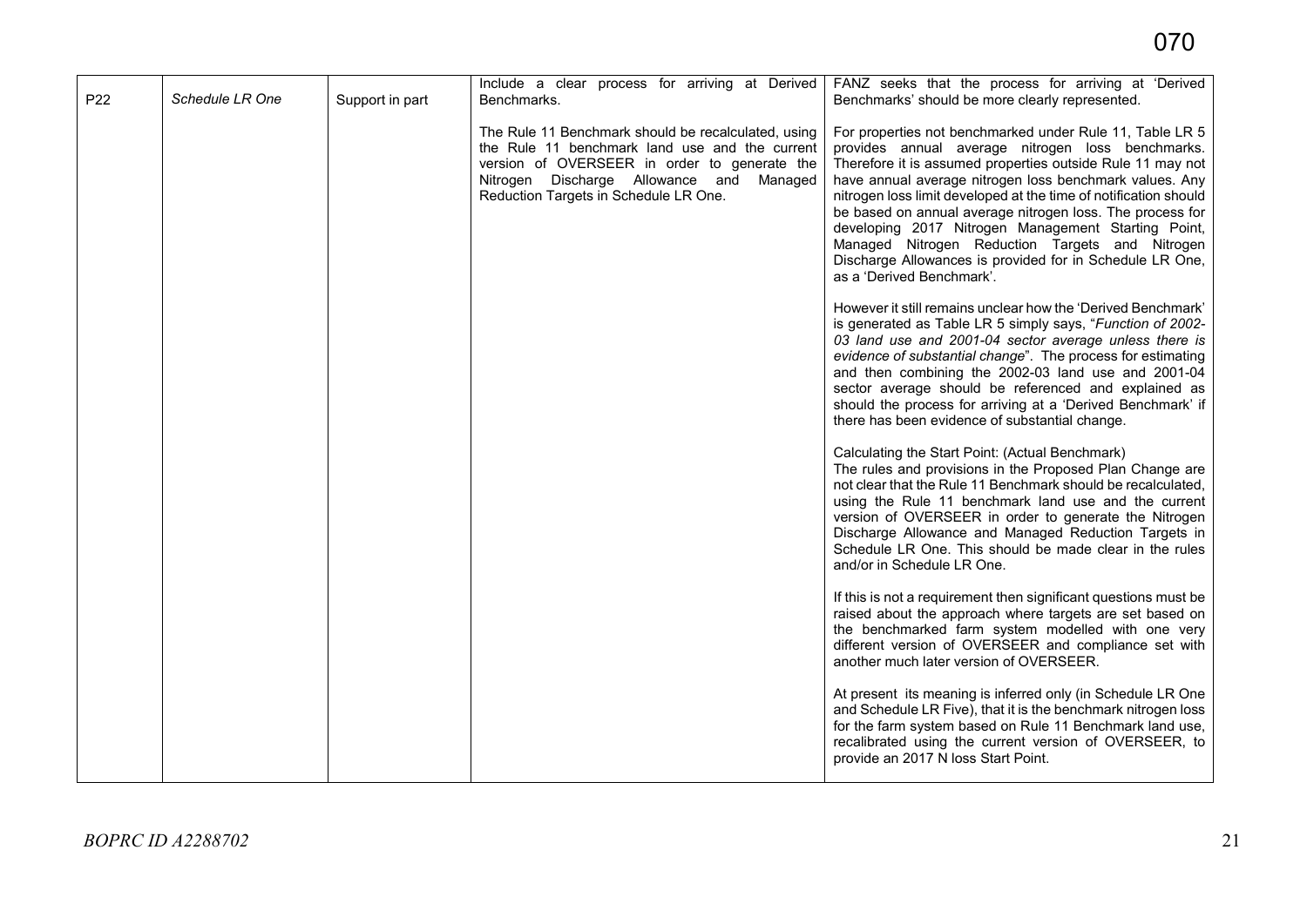| P22 | *Schedule LR One* | Support in part | Include a clear process for arriving at Derived Benchmarks.<br><br>The Rule 11 Benchmark should be recalculated, using the Rule 11 benchmark land use and the current version of OVERSEER in order to generate the Nitrogen Discharge Allowance and Managed Reduction Targets in Schedule LR One. | FANZ seeks that the process for arriving at 'Derived Benchmarks' should be more clearly represented.<br><br>For properties not benchmarked under Rule 11, Table LR 5 provides annual average nitrogen loss benchmarks. Therefore it is assumed properties outside Rule 11 may not have annual average nitrogen loss benchmark values. Any nitrogen loss limit developed at the time of notification should be based on annual average nitrogen loss. The process for developing 2017 Nitrogen Management Starting Point, Managed Nitrogen Reduction Targets and Nitrogen Discharge Allowances is provided for in Schedule LR One, as a 'Derived Benchmark'.<br><br>However it still remains unclear how the 'Derived Benchmark' is generated as Table LR 5 simply says, "*Function of 2002-03 land use and 2001-04 sector average unless there is evidence of substantial change*". The process for estimating and then combining the 2002-03 land use and 2001-04 sector average should be referenced and explained as should the process for arriving at a 'Derived Benchmark' if there has been evidence of substantial change.<br><br>Calculating the Start Point: (Actual Benchmark)<br>The rules and provisions in the Proposed Plan Change are not clear that the Rule 11 Benchmark should be recalculated, using the Rule 11 benchmark land use and the current version of OVERSEER in order to generate the Nitrogen Discharge Allowance and Managed Reduction Targets in Schedule LR One. This should be made clear in the rules and/or in Schedule LR One.<br><br>If this is not a requirement then significant questions must be raised about the approach where targets are set based on the benchmarked farm system modelled with one very different version of OVERSEER and compliance set with another much later version of OVERSEER.<br><br>At present its meaning is inferred only (in Schedule LR One and Schedule LR Five), that it is the benchmark nitrogen loss for the farm system based on Rule 11 Benchmark land use, recalibrated using the current version of OVERSEER, to provide an 2017 N loss Start Point. |
|---|---|---|---|---|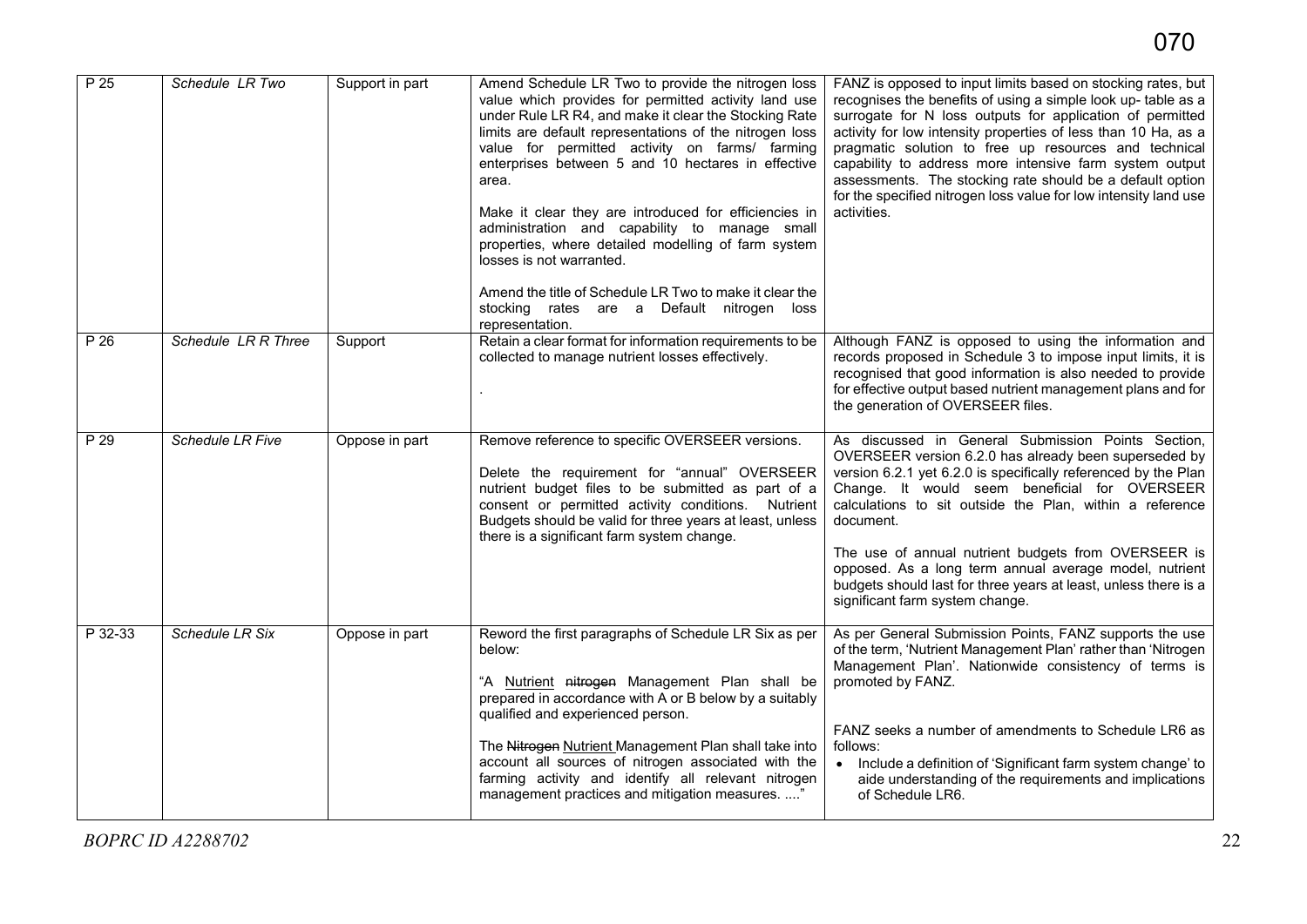| P 25 | *Schedule LR Two* | Support in part | Amend Schedule LR Two to provide the nitrogen loss value which provides for permitted activity land use under Rule LR R4, and make it clear the Stocking Rate limits are default representations of the nitrogen loss value for permitted activity on farms/ farming enterprises between 5 and 10 hectares in effective area.<br><br>Make it clear they are introduced for efficiencies in administration and capability to manage small properties, where detailed modelling of farm system losses is not warranted.<br><br>Amend the title of Schedule LR Two to make it clear the stocking rates are a Default nitrogen loss representation. | FANZ is opposed to input limits based on stocking rates, but recognises the benefits of using a simple look up- table as a surrogate for N loss outputs for application of permitted activity for low intensity properties of less than 10 Ha, as a pragmatic solution to free up resources and technical capability to address more intensive farm system output assessments. The stocking rate should be a default option for the specified nitrogen loss value for low intensity land use activities. |
|---|---|---|---|---|
| P 26 | *Schedule LR R Three* | Support | Retain a clear format for information requirements to be collected to manage nutrient losses effectively.<br><br>. | Although FANZ is opposed to using the information and records proposed in Schedule 3 to impose input limits, it is recognised that good information is also needed to provide for effective output based nutrient management plans and for the generation of OVERSEER files. |
| P 29 | *Schedule LR Five* | Oppose in part | Remove reference to specific OVERSEER versions.<br><br>Delete the requirement for "annual" OVERSEER nutrient budget files to be submitted as part of a consent or permitted activity conditions. Nutrient Budgets should be valid for three years at least, unless there is a significant farm system change. | As discussed in General Submission Points Section, OVERSEER version 6.2.0 has already been superseded by version 6.2.1 yet 6.2.0 is specifically referenced by the Plan Change. It would seem beneficial for OVERSEER calculations to sit outside the Plan, within a reference document.<br><br>The use of annual nutrient budgets from OVERSEER is opposed. As a long term annual average model, nutrient budgets should last for three years at least, unless there is a significant farm system change. |
| P 32-33 | *Schedule LR Six* | Oppose in part | Reword the first paragraphs of Schedule LR Six as per below:<br><br>"A <u>Nutrient</u> ~~nitrogen~~ Management Plan shall be prepared in accordance with A or B below by a suitably qualified and experienced person.<br><br>The ~~Nitrogen~~ <u>Nutrient</u> Management Plan shall take into account all sources of nitrogen associated with the farming activity and identify all relevant nitrogen management practices and mitigation measures. ...." | As per General Submission Points, FANZ supports the use of the term, 'Nutrient Management Plan' rather than 'Nitrogen Management Plan'. Nationwide consistency of terms is promoted by FANZ.<br><br>FANZ seeks a number of amendments to Schedule LR6 as follows:<br>• Include a definition of 'Significant farm system change' to aide understanding of the requirements and implications of Schedule LR6. |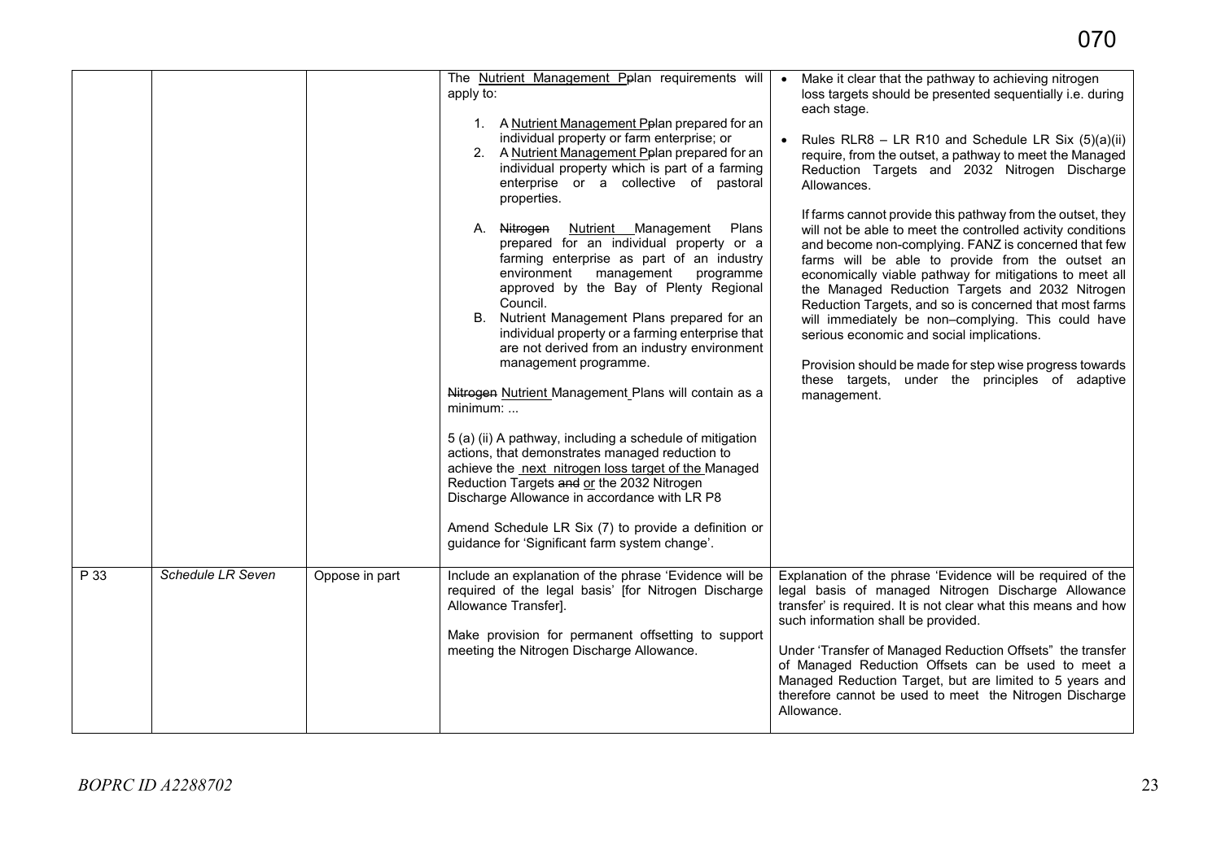| | | | The <u>Nutrient Management</u> P~~p~~lan requirements will apply to:<br><br>1. A <u>Nutrient Management</u> P~~p~~lan prepared for an individual property or farm enterprise; or<br>2. A <u>Nutrient Management</u> P~~p~~lan prepared for an individual property which is part of a farming enterprise or a collective of pastoral properties.<br><br>A. ~~Nitrogen~~ <u>Nutrient</u> Management Plans prepared for an individual property or a farming enterprise as part of an industry environment management programme approved by the Bay of Plenty Regional Council.<br>B. Nutrient Management Plans prepared for an individual property or a farming enterprise that are not derived from an industry environment management programme.<br><br>~~Nitrogen~~ <u>Nutrient</u> Management Plans will contain as a minimum: ...<br><br>5 (a) (ii) A pathway, including a schedule of mitigation actions, that demonstrates managed reduction to achieve the <u>next nitrogen loss target of the</u> Managed Reduction Targets ~~and~~ <u>or</u> the 2032 Nitrogen Discharge Allowance in accordance with LR P8<br><br>Amend Schedule LR Six (7) to provide a definition or guidance for 'Significant farm system change'. | • Make it clear that the pathway to achieving nitrogen loss targets should be presented sequentially i.e. during each stage.<br><br>• Rules RLR8 – LR R10 and Schedule LR Six (5)(a)(ii) require, from the outset, a pathway to meet the Managed Reduction Targets and 2032 Nitrogen Discharge Allowances.<br><br>If farms cannot provide this pathway from the outset, they will not be able to meet the controlled activity conditions and become non-complying. FANZ is concerned that few farms will be able to provide from the outset an economically viable pathway for mitigations to meet all the Managed Reduction Targets and 2032 Nitrogen Reduction Targets, and so is concerned that most farms will immediately be non–complying. This could have serious economic and social implications.<br><br>Provision should be made for step wise progress towards these targets, under the principles of adaptive management. |
|---|---|---|---|---|
| P 33 | *Schedule LR Seven* | Oppose in part | Include an explanation of the phrase 'Evidence will be required of the legal basis' [for Nitrogen Discharge Allowance Transfer].<br><br>Make provision for permanent offsetting to support meeting the Nitrogen Discharge Allowance. | Explanation of the phrase 'Evidence will be required of the legal basis of managed Nitrogen Discharge Allowance transfer' is required. It is not clear what this means and how such information shall be provided.<br><br>Under 'Transfer of Managed Reduction Offsets" the transfer of Managed Reduction Offsets can be used to meet a Managed Reduction Target, but are limited to 5 years and therefore cannot be used to meet the Nitrogen Discharge Allowance. |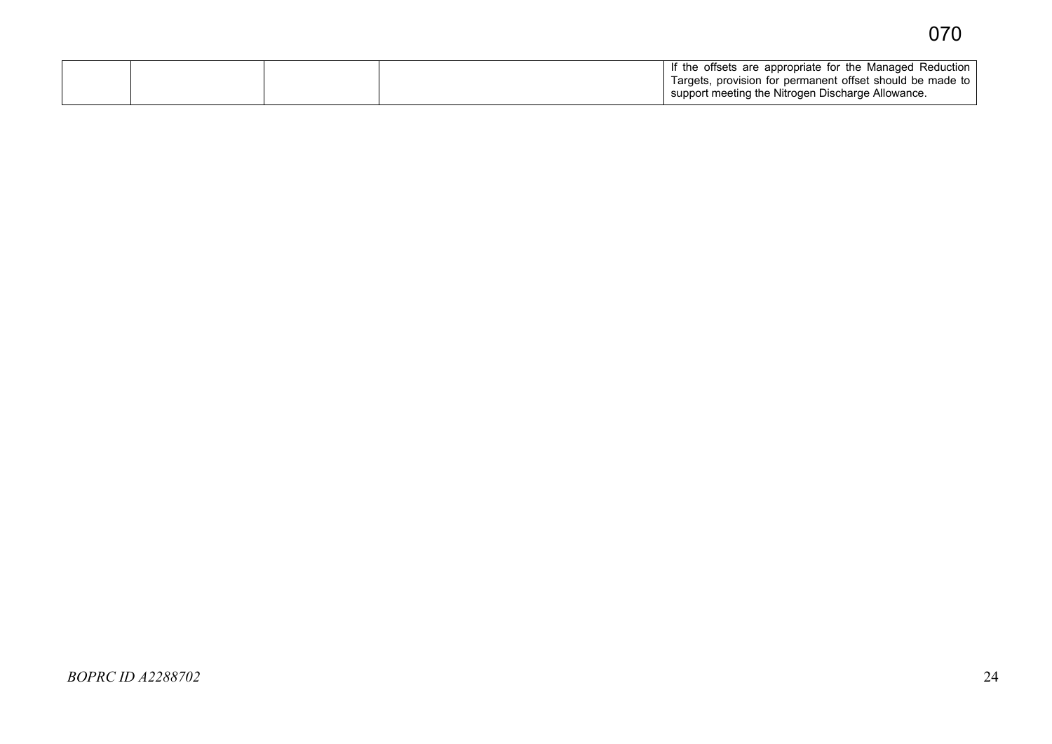| | | | | |
|---|---|---|---|---|
| | | | | If the offsets are appropriate for the Managed Reduction Targets, provision for permanent offset should be made to support meeting the Nitrogen Discharge Allowance. |